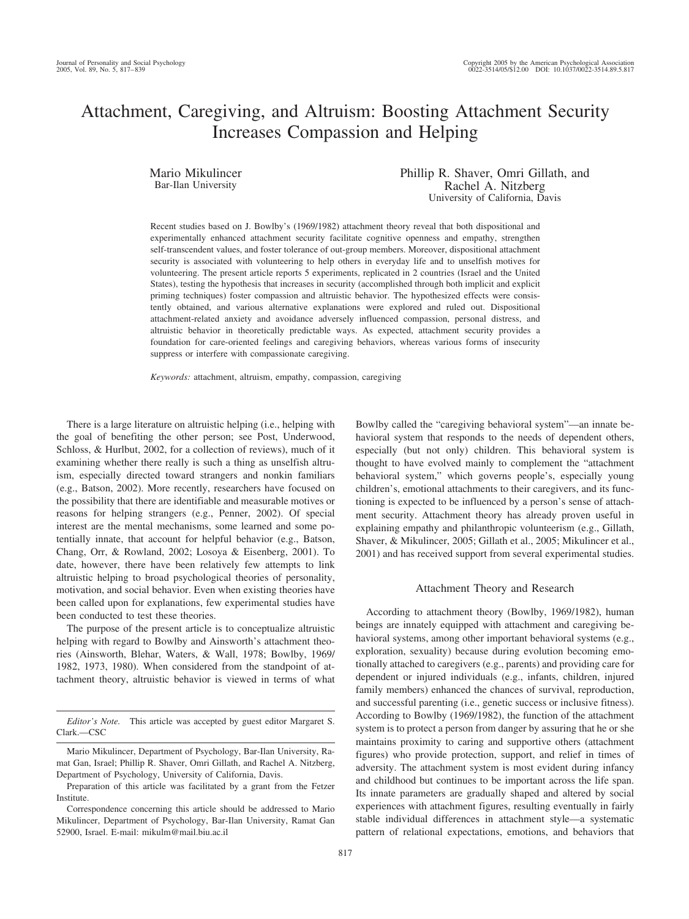# Attachment, Caregiving, and Altruism: Boosting Attachment Security Increases Compassion and Helping

Mario Mikulincer
Bar-Ilan University

Phillip R. Shaver, Omri Gillath, and Rachel A. Nitzberg
University of California, Davis

Recent studies based on J. Bowlby's (1969/1982) attachment theory reveal that both dispositional and experimentally enhanced attachment security facilitate cognitive openness and empathy, strengthen self-transcendent values, and foster tolerance of out-group members. Moreover, dispositional attachment security is associated with volunteering to help others in everyday life and to unselfish motives for volunteering. The present article reports 5 experiments, replicated in 2 countries (Israel and the United States), testing the hypothesis that increases in security (accomplished through both implicit and explicit priming techniques) foster compassion and altruistic behavior. The hypothesized effects were consistently obtained, and various alternative explanations were explored and ruled out. Dispositional attachment-related anxiety and avoidance adversely influenced compassion, personal distress, and altruistic behavior in theoretically predictable ways. As expected, attachment security provides a foundation for care-oriented feelings and caregiving behaviors, whereas various forms of insecurity suppress or interfere with compassionate caregiving.

*Keywords:* attachment, altruism, empathy, compassion, caregiving

There is a large literature on altruistic helping (i.e., helping with the goal of benefiting the other person; see Post, Underwood, Schloss, & Hurlbut, 2002, for a collection of reviews), much of it examining whether there really is such a thing as unselfish altruism, especially directed toward strangers and nonkin familiars (e.g., Batson, 2002). More recently, researchers have focused on the possibility that there are identifiable and measurable motives or reasons for helping strangers (e.g., Penner, 2002). Of special interest are the mental mechanisms, some learned and some potentially innate, that account for helpful behavior (e.g., Batson, Chang, Orr, & Rowland, 2002; Losoya & Eisenberg, 2001). To date, however, there have been relatively few attempts to link altruistic helping to broad psychological theories of personality, motivation, and social behavior. Even when existing theories have been called upon for explanations, few experimental studies have been conducted to test these theories.

The purpose of the present article is to conceptualize altruistic helping with regard to Bowlby and Ainsworth's attachment theories (Ainsworth, Blehar, Waters, & Wall, 1978; Bowlby, 1969/1982, 1973, 1980). When considered from the standpoint of attachment theory, altruistic behavior is viewed in terms of what Bowlby called the "caregiving behavioral system"—an innate behavioral system that responds to the needs of dependent others, especially (but not only) children. This behavioral system is thought to have evolved mainly to complement the "attachment behavioral system," which governs people's, especially young children's, emotional attachments to their caregivers, and its functioning is expected to be influenced by a person's sense of attachment security. Attachment theory has already proven useful in explaining empathy and philanthropic volunteerism (e.g., Gillath, Shaver, & Mikulincer, 2005; Gillath et al., 2005; Mikulincer et al., 2001) and has received support from several experimental studies.

## Attachment Theory and Research

According to attachment theory (Bowlby, 1969/1982), human beings are innately equipped with attachment and caregiving behavioral systems, among other important behavioral systems (e.g., exploration, sexuality) because during evolution becoming emotionally attached to caregivers (e.g., parents) and providing care for dependent or injured individuals (e.g., infants, children, injured family members) enhanced the chances of survival, reproduction, and successful parenting (i.e., genetic success or inclusive fitness). According to Bowlby (1969/1982), the function of the attachment system is to protect a person from danger by assuring that he or she maintains proximity to caring and supportive others (attachment figures) who provide protection, support, and relief in times of adversity. The attachment system is most evident during infancy and childhood but continues to be important across the life span. Its innate parameters are gradually shaped and altered by social experiences with attachment figures, resulting eventually in fairly stable individual differences in attachment style—a systematic pattern of relational expectations, emotions, and behaviors that

*Editor's Note.* This article was accepted by guest editor Margaret S. Clark.—CSC

Mario Mikulincer, Department of Psychology, Bar-Ilan University, Ramat Gan, Israel; Phillip R. Shaver, Omri Gillath, and Rachel A. Nitzberg, Department of Psychology, University of California, Davis.

Preparation of this article was facilitated by a grant from the Fetzer Institute.

Correspondence concerning this article should be addressed to Mario Mikulincer, Department of Psychology, Bar-Ilan University, Ramat Gan 52900, Israel. E-mail: mikulm@mail.biu.ac.il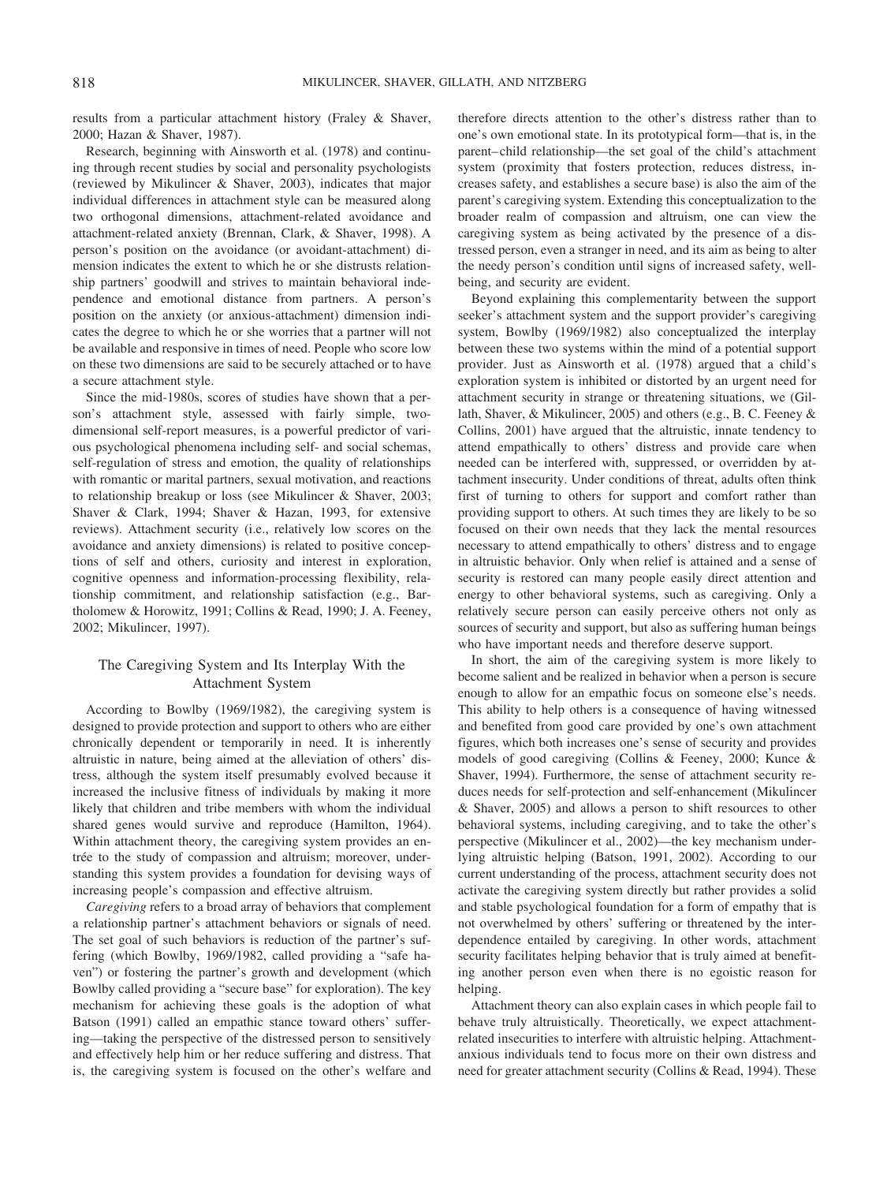results from a particular attachment history (Fraley & Shaver, 2000; Hazan & Shaver, 1987).

Research, beginning with Ainsworth et al. (1978) and continuing through recent studies by social and personality psychologists (reviewed by Mikulincer & Shaver, 2003), indicates that major individual differences in attachment style can be measured along two orthogonal dimensions, attachment-related avoidance and attachment-related anxiety (Brennan, Clark, & Shaver, 1998). A person's position on the avoidance (or avoidant-attachment) dimension indicates the extent to which he or she distrusts relationship partners' goodwill and strives to maintain behavioral independence and emotional distance from partners. A person's position on the anxiety (or anxious-attachment) dimension indicates the degree to which he or she worries that a partner will not be available and responsive in times of need. People who score low on these two dimensions are said to be securely attached or to have a secure attachment style.

Since the mid-1980s, scores of studies have shown that a person's attachment style, assessed with fairly simple, two-dimensional self-report measures, is a powerful predictor of various psychological phenomena including self- and social schemas, self-regulation of stress and emotion, the quality of relationships with romantic or marital partners, sexual motivation, and reactions to relationship breakup or loss (see Mikulincer & Shaver, 2003; Shaver & Clark, 1994; Shaver & Hazan, 1993, for extensive reviews). Attachment security (i.e., relatively low scores on the avoidance and anxiety dimensions) is related to positive conceptions of self and others, curiosity and interest in exploration, cognitive openness and information-processing flexibility, relationship commitment, and relationship satisfaction (e.g., Bartholomew & Horowitz, 1991; Collins & Read, 1990; J. A. Feeney, 2002; Mikulincer, 1997).

## The Caregiving System and Its Interplay With the Attachment System

According to Bowlby (1969/1982), the caregiving system is designed to provide protection and support to others who are either chronically dependent or temporarily in need. It is inherently altruistic in nature, being aimed at the alleviation of others' distress, although the system itself presumably evolved because it increased the inclusive fitness of individuals by making it more likely that children and tribe members with whom the individual shared genes would survive and reproduce (Hamilton, 1964). Within attachment theory, the caregiving system provides an entrée to the study of compassion and altruism; moreover, understanding this system provides a foundation for devising ways of increasing people's compassion and effective altruism.

*Caregiving* refers to a broad array of behaviors that complement a relationship partner's attachment behaviors or signals of need. The set goal of such behaviors is reduction of the partner's suffering (which Bowlby, 1969/1982, called providing a "safe haven") or fostering the partner's growth and development (which Bowlby called providing a "secure base" for exploration). The key mechanism for achieving these goals is the adoption of what Batson (1991) called an empathic stance toward others' suffering—taking the perspective of the distressed person to sensitively and effectively help him or her reduce suffering and distress. That is, the caregiving system is focused on the other's welfare and therefore directs attention to the other's distress rather than to one's own emotional state. In its prototypical form—that is, in the parent–child relationship—the set goal of the child's attachment system (proximity that fosters protection, reduces distress, increases safety, and establishes a secure base) is also the aim of the parent's caregiving system. Extending this conceptualization to the broader realm of compassion and altruism, one can view the caregiving system as being activated by the presence of a distressed person, even a stranger in need, and its aim as being to alter the needy person's condition until signs of increased safety, well-being, and security are evident.

Beyond explaining this complementarity between the support seeker's attachment system and the support provider's caregiving system, Bowlby (1969/1982) also conceptualized the interplay between these two systems within the mind of a potential support provider. Just as Ainsworth et al. (1978) argued that a child's exploration system is inhibited or distorted by an urgent need for attachment security in strange or threatening situations, we (Gillath, Shaver, & Mikulincer, 2005) and others (e.g., B. C. Feeney & Collins, 2001) have argued that the altruistic, innate tendency to attend empathically to others' distress and provide care when needed can be interfered with, suppressed, or overridden by attachment insecurity. Under conditions of threat, adults often think first of turning to others for support and comfort rather than providing support to others. At such times they are likely to be so focused on their own needs that they lack the mental resources necessary to attend empathically to others' distress and to engage in altruistic behavior. Only when relief is attained and a sense of security is restored can many people easily direct attention and energy to other behavioral systems, such as caregiving. Only a relatively secure person can easily perceive others not only as sources of security and support, but also as suffering human beings who have important needs and therefore deserve support.

In short, the aim of the caregiving system is more likely to become salient and be realized in behavior when a person is secure enough to allow for an empathic focus on someone else's needs. This ability to help others is a consequence of having witnessed and benefited from good care provided by one's own attachment figures, which both increases one's sense of security and provides models of good caregiving (Collins & Feeney, 2000; Kunce & Shaver, 1994). Furthermore, the sense of attachment security reduces needs for self-protection and self-enhancement (Mikulincer & Shaver, 2005) and allows a person to shift resources to other behavioral systems, including caregiving, and to take the other's perspective (Mikulincer et al., 2002)—the key mechanism underlying altruistic helping (Batson, 1991, 2002). According to our current understanding of the process, attachment security does not activate the caregiving system directly but rather provides a solid and stable psychological foundation for a form of empathy that is not overwhelmed by others' suffering or threatened by the interdependence entailed by caregiving. In other words, attachment security facilitates helping behavior that is truly aimed at benefiting another person even when there is no egoistic reason for helping.

Attachment theory can also explain cases in which people fail to behave truly altruistically. Theoretically, we expect attachment-related insecurities to interfere with altruistic helping. Attachment-anxious individuals tend to focus more on their own distress and need for greater attachment security (Collins & Read, 1994). These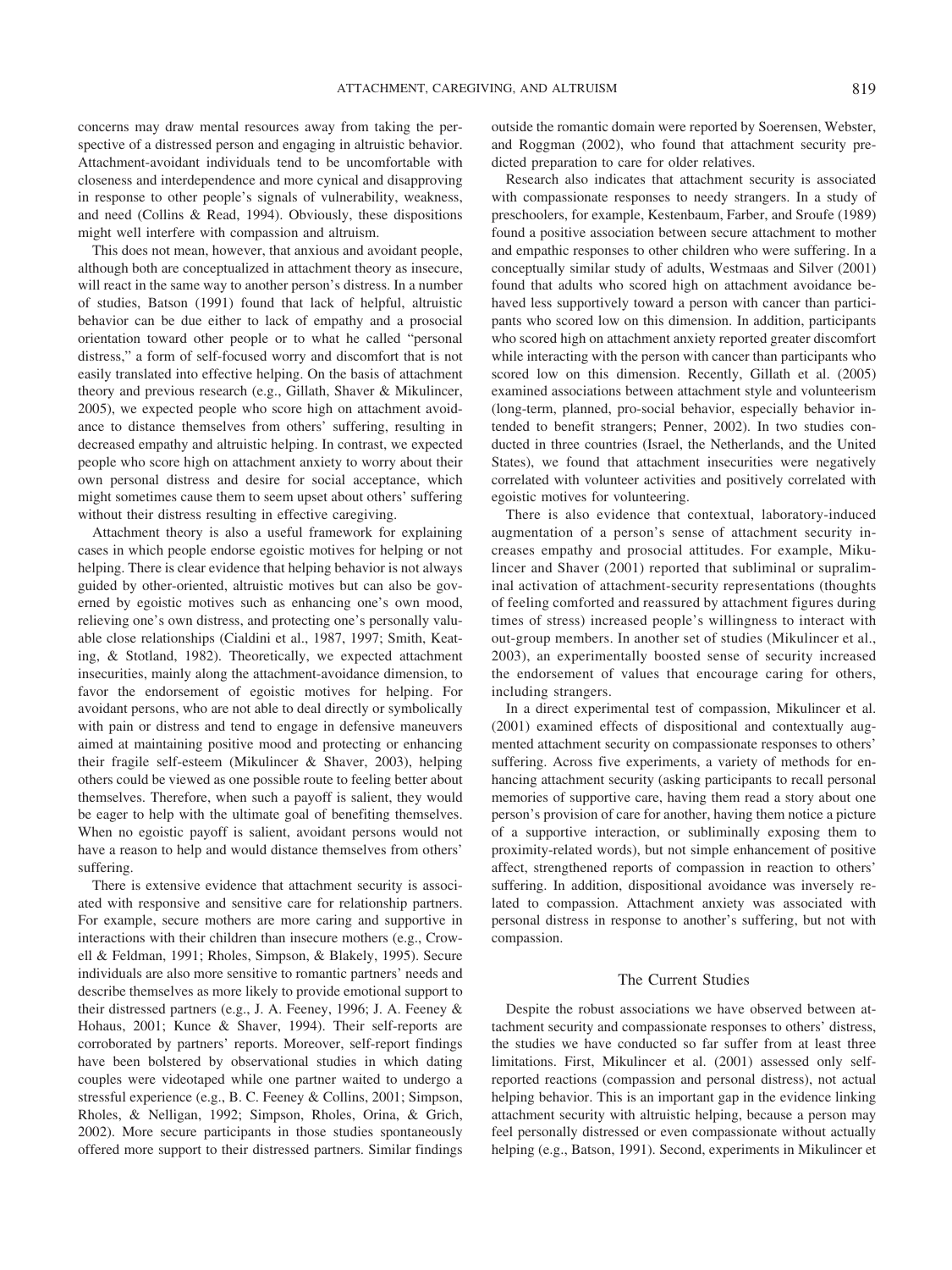concerns may draw mental resources away from taking the perspective of a distressed person and engaging in altruistic behavior. Attachment-avoidant individuals tend to be uncomfortable with closeness and interdependence and more cynical and disapproving in response to other people's signals of vulnerability, weakness, and need (Collins & Read, 1994). Obviously, these dispositions might well interfere with compassion and altruism.

This does not mean, however, that anxious and avoidant people, although both are conceptualized in attachment theory as insecure, will react in the same way to another person's distress. In a number of studies, Batson (1991) found that lack of helpful, altruistic behavior can be due either to lack of empathy and a prosocial orientation toward other people or to what he called "personal distress," a form of self-focused worry and discomfort that is not easily translated into effective helping. On the basis of attachment theory and previous research (e.g., Gillath, Shaver & Mikulincer, 2005), we expected people who score high on attachment avoidance to distance themselves from others' suffering, resulting in decreased empathy and altruistic helping. In contrast, we expected people who score high on attachment anxiety to worry about their own personal distress and desire for social acceptance, which might sometimes cause them to seem upset about others' suffering without their distress resulting in effective caregiving.

Attachment theory is also a useful framework for explaining cases in which people endorse egoistic motives for helping or not helping. There is clear evidence that helping behavior is not always guided by other-oriented, altruistic motives but can also be governed by egoistic motives such as enhancing one's own mood, relieving one's own distress, and protecting one's personally valuable close relationships (Cialdini et al., 1987, 1997; Smith, Keating, & Stotland, 1982). Theoretically, we expected attachment insecurities, mainly along the attachment-avoidance dimension, to favor the endorsement of egoistic motives for helping. For avoidant persons, who are not able to deal directly or symbolically with pain or distress and tend to engage in defensive maneuvers aimed at maintaining positive mood and protecting or enhancing their fragile self-esteem (Mikulincer & Shaver, 2003), helping others could be viewed as one possible route to feeling better about themselves. Therefore, when such a payoff is salient, they would be eager to help with the ultimate goal of benefiting themselves. When no egoistic payoff is salient, avoidant persons would not have a reason to help and would distance themselves from others' suffering.

There is extensive evidence that attachment security is associated with responsive and sensitive care for relationship partners. For example, secure mothers are more caring and supportive in interactions with their children than insecure mothers (e.g., Crowell & Feldman, 1991; Rholes, Simpson, & Blakely, 1995). Secure individuals are also more sensitive to romantic partners' needs and describe themselves as more likely to provide emotional support to their distressed partners (e.g., J. A. Feeney, 1996; J. A. Feeney & Hohaus, 2001; Kunce & Shaver, 1994). Their self-reports are corroborated by partners' reports. Moreover, self-report findings have been bolstered by observational studies in which dating couples were videotaped while one partner waited to undergo a stressful experience (e.g., B. C. Feeney & Collins, 2001; Simpson, Rholes, & Nelligan, 1992; Simpson, Rholes, Orina, & Grich, 2002). More secure participants in those studies spontaneously offered more support to their distressed partners. Similar findings outside the romantic domain were reported by Soerensen, Webster, and Roggman (2002), who found that attachment security predicted preparation to care for older relatives.

Research also indicates that attachment security is associated with compassionate responses to needy strangers. In a study of preschoolers, for example, Kestenbaum, Farber, and Sroufe (1989) found a positive association between secure attachment to mother and empathic responses to other children who were suffering. In a conceptually similar study of adults, Westmaas and Silver (2001) found that adults who scored high on attachment avoidance behaved less supportively toward a person with cancer than participants who scored low on this dimension. In addition, participants who scored high on attachment anxiety reported greater discomfort while interacting with the person with cancer than participants who scored low on this dimension. Recently, Gillath et al. (2005) examined associations between attachment style and volunteerism (long-term, planned, pro-social behavior, especially behavior intended to benefit strangers; Penner, 2002). In two studies conducted in three countries (Israel, the Netherlands, and the United States), we found that attachment insecurities were negatively correlated with volunteer activities and positively correlated with egoistic motives for volunteering.

There is also evidence that contextual, laboratory-induced augmentation of a person's sense of attachment security increases empathy and prosocial attitudes. For example, Mikulincer and Shaver (2001) reported that subliminal or supraliminal activation of attachment-security representations (thoughts of feeling comforted and reassured by attachment figures during times of stress) increased people's willingness to interact with out-group members. In another set of studies (Mikulincer et al., 2003), an experimentally boosted sense of security increased the endorsement of values that encourage caring for others, including strangers.

In a direct experimental test of compassion, Mikulincer et al. (2001) examined effects of dispositional and contextually augmented attachment security on compassionate responses to others' suffering. Across five experiments, a variety of methods for enhancing attachment security (asking participants to recall personal memories of supportive care, having them read a story about one person's provision of care for another, having them notice a picture of a supportive interaction, or subliminally exposing them to proximity-related words), but not simple enhancement of positive affect, strengthened reports of compassion in reaction to others' suffering. In addition, dispositional avoidance was inversely related to compassion. Attachment anxiety was associated with personal distress in response to another's suffering, but not with compassion.

## The Current Studies

Despite the robust associations we have observed between attachment security and compassionate responses to others' distress, the studies we have conducted so far suffer from at least three limitations. First, Mikulincer et al. (2001) assessed only self-reported reactions (compassion and personal distress), not actual helping behavior. This is an important gap in the evidence linking attachment security with altruistic helping, because a person may feel personally distressed or even compassionate without actually helping (e.g., Batson, 1991). Second, experiments in Mikulincer et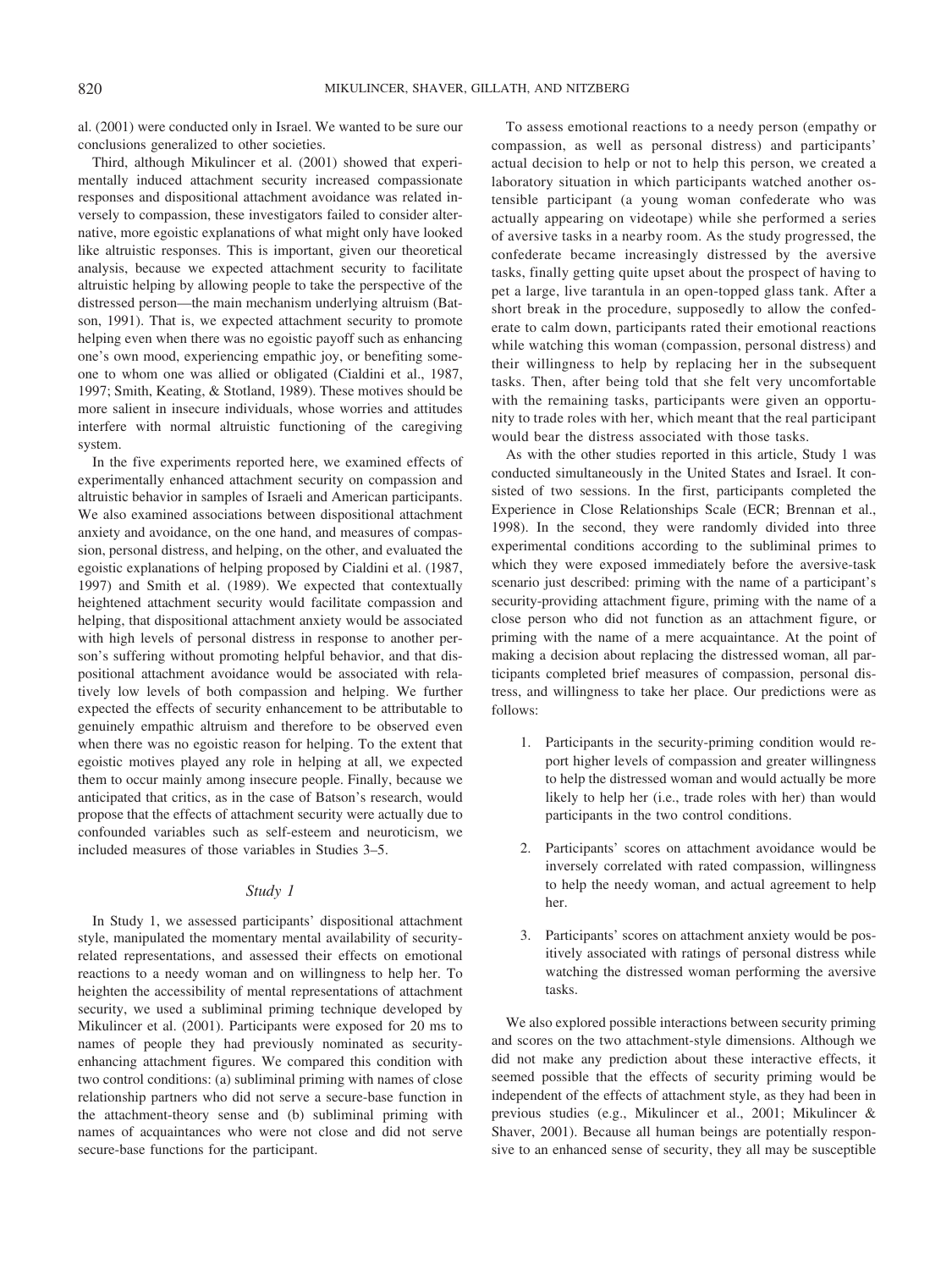al. (2001) were conducted only in Israel. We wanted to be sure our conclusions generalized to other societies.

Third, although Mikulincer et al. (2001) showed that experimentally induced attachment security increased compassionate responses and dispositional attachment avoidance was related inversely to compassion, these investigators failed to consider alternative, more egoistic explanations of what might only have looked like altruistic responses. This is important, given our theoretical analysis, because we expected attachment security to facilitate altruistic helping by allowing people to take the perspective of the distressed person—the main mechanism underlying altruism (Batson, 1991). That is, we expected attachment security to promote helping even when there was no egoistic payoff such as enhancing one's own mood, experiencing empathic joy, or benefiting someone to whom one was allied or obligated (Cialdini et al., 1987, 1997; Smith, Keating, & Stotland, 1989). These motives should be more salient in insecure individuals, whose worries and attitudes interfere with normal altruistic functioning of the caregiving system.

In the five experiments reported here, we examined effects of experimentally enhanced attachment security on compassion and altruistic behavior in samples of Israeli and American participants. We also examined associations between dispositional attachment anxiety and avoidance, on the one hand, and measures of compassion, personal distress, and helping, on the other, and evaluated the egoistic explanations of helping proposed by Cialdini et al. (1987, 1997) and Smith et al. (1989). We expected that contextually heightened attachment security would facilitate compassion and helping, that dispositional attachment anxiety would be associated with high levels of personal distress in response to another person's suffering without promoting helpful behavior, and that dispositional attachment avoidance would be associated with relatively low levels of both compassion and helping. We further expected the effects of security enhancement to be attributable to genuinely empathic altruism and therefore to be observed even when there was no egoistic reason for helping. To the extent that egoistic motives played any role in helping at all, we expected them to occur mainly among insecure people. Finally, because we anticipated that critics, as in the case of Batson's research, would propose that the effects of attachment security were actually due to confounded variables such as self-esteem and neuroticism, we included measures of those variables in Studies 3–5.

## *Study 1*

In Study 1, we assessed participants' dispositional attachment style, manipulated the momentary mental availability of security-related representations, and assessed their effects on emotional reactions to a needy woman and on willingness to help her. To heighten the accessibility of mental representations of attachment security, we used a subliminal priming technique developed by Mikulincer et al. (2001). Participants were exposed for 20 ms to names of people they had previously nominated as security-enhancing attachment figures. We compared this condition with two control conditions: (a) subliminal priming with names of close relationship partners who did not serve a secure-base function in the attachment-theory sense and (b) subliminal priming with names of acquaintances who were not close and did not serve secure-base functions for the participant.

To assess emotional reactions to a needy person (empathy or compassion, as well as personal distress) and participants' actual decision to help or not to help this person, we created a laboratory situation in which participants watched another ostensible participant (a young woman confederate who was actually appearing on videotape) while she performed a series of aversive tasks in a nearby room. As the study progressed, the confederate became increasingly distressed by the aversive tasks, finally getting quite upset about the prospect of having to pet a large, live tarantula in an open-topped glass tank. After a short break in the procedure, supposedly to allow the confederate to calm down, participants rated their emotional reactions while watching this woman (compassion, personal distress) and their willingness to help by replacing her in the subsequent tasks. Then, after being told that she felt very uncomfortable with the remaining tasks, participants were given an opportunity to trade roles with her, which meant that the real participant would bear the distress associated with those tasks.

As with the other studies reported in this article, Study 1 was conducted simultaneously in the United States and Israel. It consisted of two sessions. In the first, participants completed the Experience in Close Relationships Scale (ECR; Brennan et al., 1998). In the second, they were randomly divided into three experimental conditions according to the subliminal primes to which they were exposed immediately before the aversive-task scenario just described: priming with the name of a participant's security-providing attachment figure, priming with the name of a close person who did not function as an attachment figure, or priming with the name of a mere acquaintance. At the point of making a decision about replacing the distressed woman, all participants completed brief measures of compassion, personal distress, and willingness to take her place. Our predictions were as follows:

1. Participants in the security-priming condition would report higher levels of compassion and greater willingness to help the distressed woman and would actually be more likely to help her (i.e., trade roles with her) than would participants in the two control conditions.

2. Participants' scores on attachment avoidance would be inversely correlated with rated compassion, willingness to help the needy woman, and actual agreement to help her.

3. Participants' scores on attachment anxiety would be positively associated with ratings of personal distress while watching the distressed woman performing the aversive tasks.

We also explored possible interactions between security priming and scores on the two attachment-style dimensions. Although we did not make any prediction about these interactive effects, it seemed possible that the effects of security priming would be independent of the effects of attachment style, as they had been in previous studies (e.g., Mikulincer et al., 2001; Mikulincer & Shaver, 2001). Because all human beings are potentially responsive to an enhanced sense of security, they all may be susceptible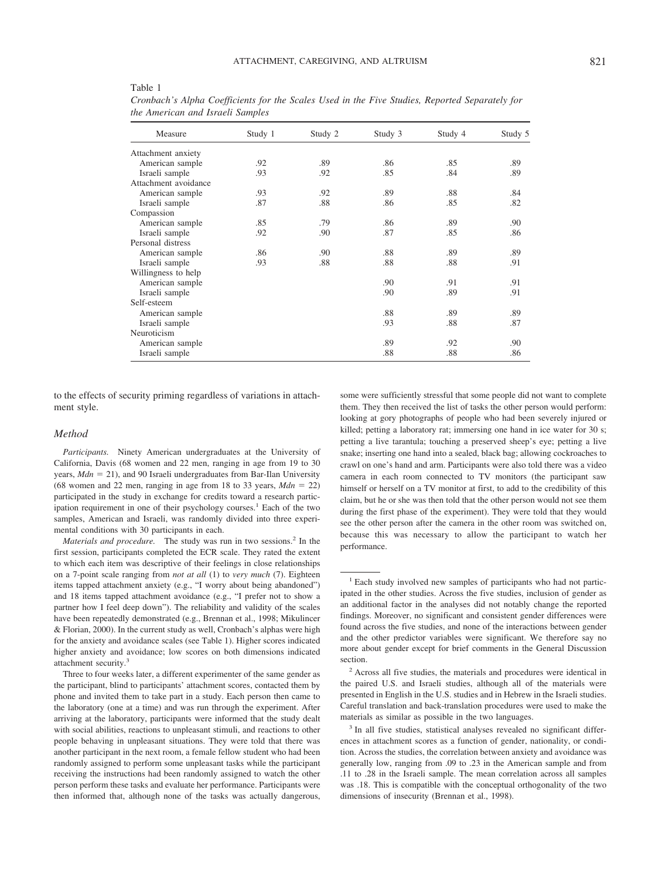Table 1

*Cronbach's Alpha Coefficients for the Scales Used in the Five Studies, Reported Separately for the American and Israeli Samples*

| Measure | Study 1 | Study 2 | Study 3 | Study 4 | Study 5 |
|---|---|---|---|---|---|
| Attachment anxiety | | | | | |
| American sample | .92 | .89 | .86 | .85 | .89 |
| Israeli sample | .93 | .92 | .85 | .84 | .89 |
| Attachment avoidance | | | | | |
| American sample | .93 | .92 | .89 | .88 | .84 |
| Israeli sample | .87 | .88 | .86 | .85 | .82 |
| Compassion | | | | | |
| American sample | .85 | .79 | .86 | .89 | .90 |
| Israeli sample | .92 | .90 | .87 | .85 | .86 |
| Personal distress | | | | | |
| American sample | .86 | .90 | .88 | .89 | .89 |
| Israeli sample | .93 | .88 | .88 | .88 | .91 |
| Willingness to help | | | | | |
| American sample | | | .90 | .91 | .91 |
| Israeli sample | | | .90 | .89 | .91 |
| Self-esteem | | | | | |
| American sample | | | .88 | .89 | .89 |
| Israeli sample | | | .93 | .88 | .87 |
| Neuroticism | | | | | |
| American sample | | | .89 | .92 | .90 |
| Israeli sample | | | .88 | .88 | .86 |

to the effects of security priming regardless of variations in attachment style.

### Method

*Participants.* Ninety American undergraduates at the University of California, Davis (68 women and 22 men, ranging in age from 19 to 30 years, $Mdn = 21$), and 90 Israeli undergraduates from Bar-Ilan University (68 women and 22 men, ranging in age from 18 to 33 years, $Mdn = 22$) participated in the study in exchange for credits toward a research participation requirement in one of their psychology courses.[1] Each of the two samples, American and Israeli, was randomly divided into three experimental conditions with 30 participants in each.

*Materials and procedure.* The study was run in two sessions.[2] In the first session, participants completed the ECR scale. They rated the extent to which each item was descriptive of their feelings in close relationships on a 7-point scale ranging from *not at all* (1) to *very much* (7). Eighteen items tapped attachment anxiety (e.g., "I worry about being abandoned") and 18 items tapped attachment avoidance (e.g., "I prefer not to show a partner how I feel deep down"). The reliability and validity of the scales have been repeatedly demonstrated (e.g., Brennan et al., 1998; Mikulincer & Florian, 2000). In the current study as well, Cronbach's alphas were high for the anxiety and avoidance scales (see Table 1). Higher scores indicated higher anxiety and avoidance; low scores on both dimensions indicated attachment security.[3]

Three to four weeks later, a different experimenter of the same gender as the participant, blind to participants' attachment scores, contacted them by phone and invited them to take part in a study. Each person then came to the laboratory (one at a time) and was run through the experiment. After arriving at the laboratory, participants were informed that the study dealt with social abilities, reactions to unpleasant stimuli, and reactions to other people behaving in unpleasant situations. They were told that there was another participant in the next room, a female fellow student who had been randomly assigned to perform some unpleasant tasks while the participant receiving the instructions had been randomly assigned to watch the other person perform these tasks and evaluate her performance. Participants were then informed that, although none of the tasks was actually dangerous, some were sufficiently stressful that some people did not want to complete them. They then received the list of tasks the other person would perform: looking at gory photographs of people who had been severely injured or killed; petting a laboratory rat; immersing one hand in ice water for 30 s; petting a live tarantula; touching a preserved sheep's eye; petting a live snake; inserting one hand into a sealed, black bag; allowing cockroaches to crawl on one's hand and arm. Participants were also told there was a video camera in each room connected to TV monitors (the participant saw himself or herself on a TV monitor at first, to add to the credibility of this claim, but he or she was then told that the other person would not see them during the first phase of the experiment). They were told that they would see the other person after the camera in the other room was switched on, because this was necessary to allow the participant to watch her performance.

[1] Each study involved new samples of participants who had not participated in the other studies. Across the five studies, inclusion of gender as an additional factor in the analyses did not notably change the reported findings. Moreover, no significant and consistent gender differences were found across the five studies, and none of the interactions between gender and the other predictor variables were significant. We therefore say no more about gender except for brief comments in the General Discussion section.

[2] Across all five studies, the materials and procedures were identical in the paired U.S. and Israeli studies, although all of the materials were presented in English in the U.S. studies and in Hebrew in the Israeli studies. Careful translation and back-translation procedures were used to make the materials as similar as possible in the two languages.

[3] In all five studies, statistical analyses revealed no significant differences in attachment scores as a function of gender, nationality, or condition. Across the studies, the correlation between anxiety and avoidance was generally low, ranging from .09 to .23 in the American sample and from .11 to .28 in the Israeli sample. The mean correlation across all samples was .18. This is compatible with the conceptual orthogonality of the two dimensions of insecurity (Brennan et al., 1998).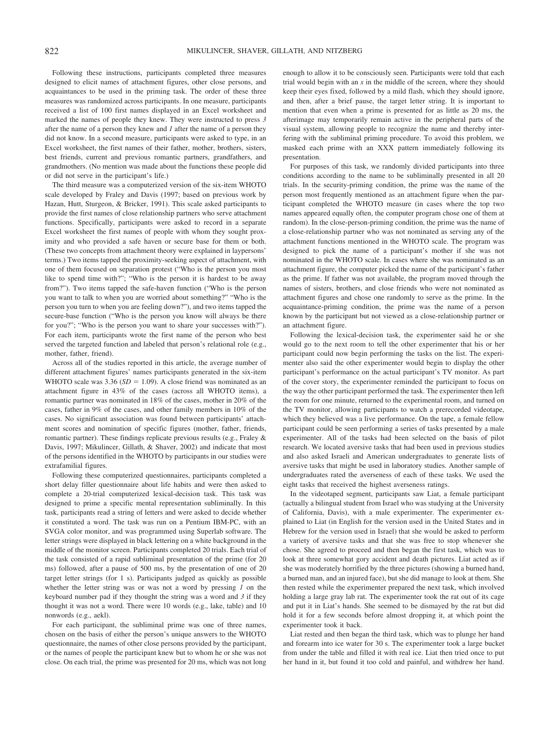Following these instructions, participants completed three measures designed to elicit names of attachment figures, other close persons, and acquaintances to be used in the priming task. The order of these three measures was randomized across participants. In one measure, participants received a list of 100 first names displayed in an Excel worksheet and marked the names of people they knew. They were instructed to press *3* after the name of a person they knew and *1* after the name of a person they did not know. In a second measure, participants were asked to type, in an Excel worksheet, the first names of their father, mother, brothers, sisters, best friends, current and previous romantic partners, grandfathers, and grandmothers. (No mention was made about the functions these people did or did not serve in the participant's life.)

The third measure was a computerized version of the six-item WHOTO scale developed by Fraley and Davis (1997; based on previous work by Hazan, Hutt, Sturgeon, & Bricker, 1991). This scale asked participants to provide the first names of close relationship partners who serve attachment functions. Specifically, participants were asked to record in a separate Excel worksheet the first names of people with whom they sought proximity and who provided a safe haven or secure base for them or both. (These two concepts from attachment theory were explained in laypersons' terms.) Two items tapped the proximity-seeking aspect of attachment, with one of them focused on separation protest ("Who is the person you most like to spend time with?"; "Who is the person it is hardest to be away from?"). Two items tapped the safe-haven function ("Who is the person you want to talk to when you are worried about something?" "Who is the person you turn to when you are feeling down?"), and two items tapped the secure-base function ("Who is the person you know will always be there for you?"; "Who is the person you want to share your successes with?"). For each item, participants wrote the first name of the person who best served the targeted function and labeled that person's relational role (e.g., mother, father, friend).

Across all of the studies reported in this article, the average number of different attachment figures' names participants generated in the six-item WHOTO scale was 3.36 ($SD = 1.09$). A close friend was nominated as an attachment figure in 43% of the cases (across all WHOTO items), a romantic partner was nominated in 18% of the cases, mother in 20% of the cases, father in 9% of the cases, and other family members in 10% of the cases. No significant association was found between participants' attachment scores and nomination of specific figures (mother, father, friends, romantic partner). These findings replicate previous results (e.g., Fraley & Davis, 1997; Mikulincer, Gillath, & Shaver, 2002) and indicate that most of the persons identified in the WHOTO by participants in our studies were extrafamilial figures.

Following these computerized questionnaires, participants completed a short delay filler questionnaire about life habits and were then asked to complete a 20-trial computerized lexical-decision task. This task was designed to prime a specific mental representation subliminally. In this task, participants read a string of letters and were asked to decide whether it constituted a word. The task was run on a Pentium IBM-PC, with an SVGA color monitor, and was programmed using Superlab software. The letter strings were displayed in black lettering on a white background in the middle of the monitor screen. Participants completed 20 trials. Each trial of the task consisted of a rapid subliminal presentation of the prime (for 20 ms) followed, after a pause of 500 ms, by the presentation of one of 20 target letter strings (for 1 s). Participants judged as quickly as possible whether the letter string was or was not a word by pressing *1* on the keyboard number pad if they thought the string was a word and *3* if they thought it was not a word. There were 10 words (e.g., lake, table) and 10 nonwords (e.g., aekl).

For each participant, the subliminal prime was one of three names, chosen on the basis of either the person's unique answers to the WHOTO questionnaire, the names of other close persons provided by the participant, or the names of people the participant knew but to whom he or she was not close. On each trial, the prime was presented for 20 ms, which was not long enough to allow it to be consciously seen. Participants were told that each trial would begin with an *x* in the middle of the screen, where they should keep their eyes fixed, followed by a mild flash, which they should ignore, and then, after a brief pause, the target letter string. It is important to mention that even when a prime is presented for as little as 20 ms, the afterimage may temporarily remain active in the peripheral parts of the visual system, allowing people to recognize the name and thereby interfering with the subliminal priming procedure. To avoid this problem, we masked each prime with an XXX pattern immediately following its presentation.

For purposes of this task, we randomly divided participants into three conditions according to the name to be subliminally presented in all 20 trials. In the security-priming condition, the prime was the name of the person most frequently mentioned as an attachment figure when the participant completed the WHOTO measure (in cases where the top two names appeared equally often, the computer program chose one of them at random). In the close-person-priming condition, the prime was the name of a close-relationship partner who was not nominated as serving any of the attachment functions mentioned in the WHOTO scale. The program was designed to pick the name of a participant's mother if she was not nominated in the WHOTO scale. In cases where she was nominated as an attachment figure, the computer picked the name of the participant's father as the prime. If father was not available, the program moved through the names of sisters, brothers, and close friends who were not nominated as attachment figures and chose one randomly to serve as the prime. In the acquaintance-priming condition, the prime was the name of a person known by the participant but not viewed as a close-relationship partner or an attachment figure.

Following the lexical-decision task, the experimenter said he or she would go to the next room to tell the other experimenter that his or her participant could now begin performing the tasks on the list. The experimenter also said the other experimenter would begin to display the other participant's performance on the actual participant's TV monitor. As part of the cover story, the experimenter reminded the participant to focus on the way the other participant performed the task. The experimenter then left the room for one minute, returned to the experimental room, and turned on the TV monitor, allowing participants to watch a prerecorded videotape, which they believed was a live performance. On the tape, a female fellow participant could be seen performing a series of tasks presented by a male experimenter. All of the tasks had been selected on the basis of pilot research. We located aversive tasks that had been used in previous studies and also asked Israeli and American undergraduates to generate lists of aversive tasks that might be used in laboratory studies. Another sample of undergraduates rated the averseness of each of these tasks. We used the eight tasks that received the highest averseness ratings.

In the videotaped segment, participants saw Liat, a female participant (actually a bilingual student from Israel who was studying at the University of California, Davis), with a male experimenter. The experimenter explained to Liat (in English for the version used in the United States and in Hebrew for the version used in Israel) that she would be asked to perform a variety of aversive tasks and that she was free to stop whenever she chose. She agreed to proceed and then began the first task, which was to look at three somewhat gory accident and death pictures. Liat acted as if she was moderately horrified by the three pictures (showing a burned hand, a burned man, and an injured face), but she did manage to look at them. She then rested while the experimenter prepared the next task, which involved holding a large gray lab rat. The experimenter took the rat out of its cage and put it in Liat's hands. She seemed to be dismayed by the rat but did hold it for a few seconds before almost dropping it, at which point the experimenter took it back.

Liat rested and then began the third task, which was to plunge her hand and forearm into ice water for 30 s. The experimenter took a large bucket from under the table and filled it with real ice. Liat then tried once to put her hand in it, but found it too cold and painful, and withdrew her hand.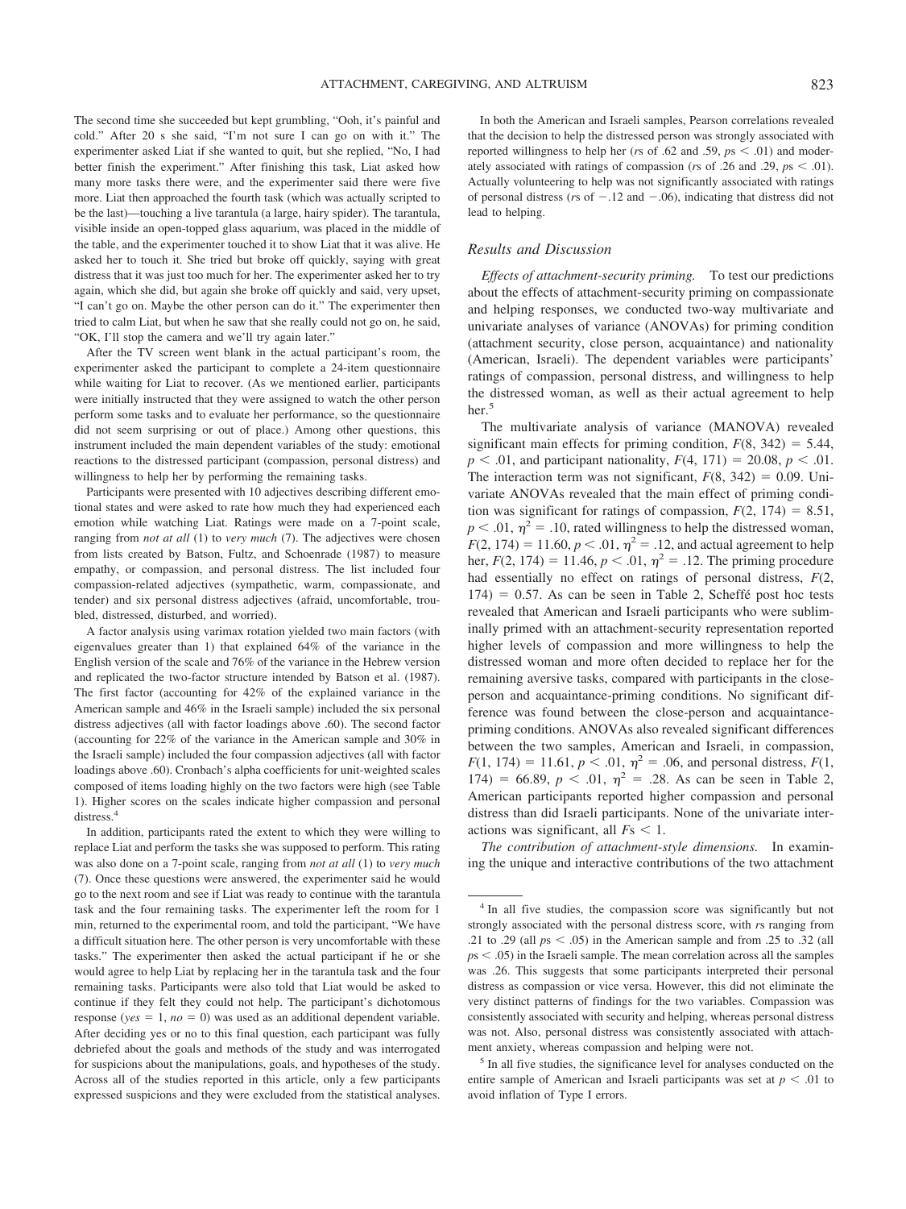The second time she succeeded but kept grumbling, "Ooh, it's painful and cold." After 20 s she said, "I'm not sure I can go on with it." The experimenter asked Liat if she wanted to quit, but she replied, "No, I had better finish the experiment." After finishing this task, Liat asked how many more tasks there were, and the experimenter said there were five more. Liat then approached the fourth task (which was actually scripted to be the last)—touching a live tarantula (a large, hairy spider). The tarantula, visible inside an open-topped glass aquarium, was placed in the middle of the table, and the experimenter touched it to show Liat that it was alive. He asked her to touch it. She tried but broke off quickly, saying with great distress that it was just too much for her. The experimenter asked her to try again, which she did, but again she broke off quickly and said, very upset, "I can't go on. Maybe the other person can do it." The experimenter then tried to calm Liat, but when he saw that she really could not go on, he said, "OK, I'll stop the camera and we'll try again later."

After the TV screen went blank in the actual participant's room, the experimenter asked the participant to complete a 24-item questionnaire while waiting for Liat to recover. (As we mentioned earlier, participants were initially instructed that they were assigned to watch the other person perform some tasks and to evaluate her performance, so the questionnaire did not seem surprising or out of place.) Among other questions, this instrument included the main dependent variables of the study: emotional reactions to the distressed participant (compassion, personal distress) and willingness to help her by performing the remaining tasks.

Participants were presented with 10 adjectives describing different emotional states and were asked to rate how much they had experienced each emotion while watching Liat. Ratings were made on a 7-point scale, ranging from *not at all* (1) to *very much* (7). The adjectives were chosen from lists created by Batson, Fultz, and Schoenrade (1987) to measure empathy, or compassion, and personal distress. The list included four compassion-related adjectives (sympathetic, warm, compassionate, and tender) and six personal distress adjectives (afraid, uncomfortable, troubled, distressed, disturbed, and worried).

A factor analysis using varimax rotation yielded two main factors (with eigenvalues greater than 1) that explained 64% of the variance in the English version of the scale and 76% of the variance in the Hebrew version and replicated the two-factor structure intended by Batson et al. (1987). The first factor (accounting for 42% of the explained variance in the American sample and 46% in the Israeli sample) included the six personal distress adjectives (all with factor loadings above .60). The second factor (accounting for 22% of the variance in the American sample and 30% in the Israeli sample) included the four compassion adjectives (all with factor loadings above .60). Cronbach's alpha coefficients for unit-weighted scales composed of items loading highly on the two factors were high (see Table 1). Higher scores on the scales indicate higher compassion and personal distress.[4]

In addition, participants rated the extent to which they were willing to replace Liat and perform the tasks she was supposed to perform. This rating was also done on a 7-point scale, ranging from *not at all* (1) to *very much* (7). Once these questions were answered, the experimenter said he would go to the next room and see if Liat was ready to continue with the tarantula task and the four remaining tasks. The experimenter left the room for 1 min, returned to the experimental room, and told the participant, "We have a difficult situation here. The other person is very uncomfortable with these tasks." The experimenter then asked the actual participant if he or she would agree to help Liat by replacing her in the tarantula task and the four remaining tasks. Participants were also told that Liat would be asked to continue if they felt they could not help. The participant's dichotomous response (*yes* = 1, *no* = 0) was used as an additional dependent variable. After deciding yes or no to this final question, each participant was fully debriefed about the goals and methods of the study and was interrogated for suspicions about the manipulations, goals, and hypotheses of the study. Across all of the studies reported in this article, only a few participants expressed suspicions and they were excluded from the statistical analyses.

In both the American and Israeli samples, Pearson correlations revealed that the decision to help the distressed person was strongly associated with reported willingness to help her (*r*s of .62 and .59, $ps < .01$) and moderately associated with ratings of compassion (*r*s of .26 and .29, $ps < .01$). Actually volunteering to help was not significantly associated with ratings of personal distress (*r*s of −.12 and −.06), indicating that distress did not lead to helping.

## Results and Discussion

*Effects of attachment-security priming.* To test our predictions about the effects of attachment-security priming on compassionate and helping responses, we conducted two-way multivariate and univariate analyses of variance (ANOVAs) for priming condition (attachment security, close person, acquaintance) and nationality (American, Israeli). The dependent variables were participants' ratings of compassion, personal distress, and willingness to help the distressed woman, as well as their actual agreement to help her.[5]

The multivariate analysis of variance (MANOVA) revealed significant main effects for priming condition, $F(8, 342) = 5.44$, $p < .01$, and participant nationality, $F(4, 171) = 20.08$, $p < .01$. The interaction term was not significant, $F(8, 342) = 0.09$. Univariate ANOVAs revealed that the main effect of priming condition was significant for ratings of compassion, $F(2, 174) = 8.51$, $p < .01$, $\eta^2 = .10$, rated willingness to help the distressed woman, $F(2, 174) = 11.60$, $p < .01$, $\eta^2 = .12$, and actual agreement to help her, $F(2, 174) = 11.46$, $p < .01$, $\eta^2 = .12$. The priming procedure had essentially no effect on ratings of personal distress, $F(2, 174) = 0.57$. As can be seen in Table 2, Scheffé post hoc tests revealed that American and Israeli participants who were subliminally primed with an attachment-security representation reported higher levels of compassion and more willingness to help the distressed woman and more often decided to replace her for the remaining aversive tasks, compared with participants in the close-person and acquaintance-priming conditions. No significant difference was found between the close-person and acquaintance-priming conditions. ANOVAs also revealed significant differences between the two samples, American and Israeli, in compassion, $F(1, 174) = 11.61$, $p < .01$, $\eta^2 = .06$, and personal distress, $F(1, 174) = 66.89$, $p < .01$, $\eta^2 = .28$. As can be seen in Table 2, American participants reported higher compassion and personal distress than did Israeli participants. None of the univariate interactions was significant, all $Fs < 1$.

*The contribution of attachment-style dimensions.* In examining the unique and interactive contributions of the two attachment

---

[4] In all five studies, the compassion score was significantly but not strongly associated with the personal distress score, with *r*s ranging from .21 to .29 (all $ps < .05$) in the American sample and from .25 to .32 (all $ps < .05$) in the Israeli sample. The mean correlation across all the samples was .26. This suggests that some participants interpreted their personal distress as compassion or vice versa. However, this did not eliminate the very distinct patterns of findings for the two variables. Compassion was consistently associated with security and helping, whereas personal distress was not. Also, personal distress was consistently associated with attachment anxiety, whereas compassion and helping were not.

[5] In all five studies, the significance level for analyses conducted on the entire sample of American and Israeli participants was set at $p < .01$ to avoid inflation of Type I errors.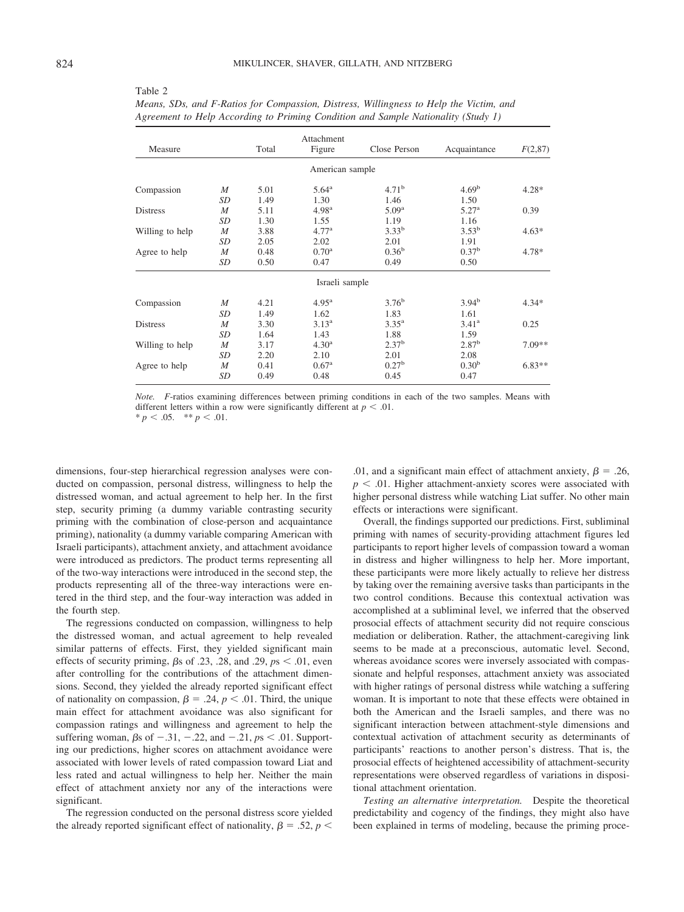Table 2

*Means, SDs, and F-Ratios for Compassion, Distress, Willingness to Help the Victim, and Agreement to Help According to Priming Condition and Sample Nationality (Study 1)*

| Measure | | Total | Attachment Figure | Close Person | Acquaintance | $F(2,87)$ |
|---|---|---|---|---|---|---|
| | | | American sample | | | |
| Compassion | *M* | 5.01 | 5.64[a] | 4.71[b] | 4.69[b] | 4.28* |
| | *SD* | 1.49 | 1.30 | 1.46 | 1.50 | |
| Distress | *M* | 5.11 | 4.98[a] | 5.09[a] | 5.27[a] | 0.39 |
| | *SD* | 1.30 | 1.55 | 1.19 | 1.16 | |
| Willing to help | *M* | 3.88 | 4.77[a] | 3.33[b] | 3.53[b] | 4.63* |
| | *SD* | 2.05 | 2.02 | 2.01 | 1.91 | |
| Agree to help | *M* | 0.48 | 0.70[a] | 0.36[b] | 0.37[b] | 4.78* |
| | *SD* | 0.50 | 0.47 | 0.49 | 0.50 | |
| | | | Israeli sample | | | |
| Compassion | *M* | 4.21 | 4.95[a] | 3.76[b] | 3.94[b] | 4.34* |
| | *SD* | 1.49 | 1.62 | 1.83 | 1.61 | |
| Distress | *M* | 3.30 | 3.13[a] | 3.35[a] | 3.41[a] | 0.25 |
| | *SD* | 1.64 | 1.43 | 1.88 | 1.59 | |
| Willing to help | *M* | 3.17 | 4.30[a] | 2.37[b] | 2.87[b] | 7.09** |
| | *SD* | 2.20 | 2.10 | 2.01 | 2.08 | |
| Agree to help | *M* | 0.41 | 0.67[a] | 0.27[b] | 0.30[b] | 6.83** |
| | *SD* | 0.49 | 0.48 | 0.45 | 0.47 | |

*Note.* *F*-ratios examining differences between priming conditions in each of the two samples. Means with different letters within a row were significantly different at $p < .01$.
* $p < .05$. ** $p < .01$.

dimensions, four-step hierarchical regression analyses were conducted on compassion, personal distress, willingness to help the distressed woman, and actual agreement to help her. In the first step, security priming (a dummy variable contrasting security priming with the combination of close-person and acquaintance priming), nationality (a dummy variable comparing American with Israeli participants), attachment anxiety, and attachment avoidance were introduced as predictors. The product terms representing all of the two-way interactions were introduced in the second step, the products representing all of the three-way interactions were entered in the third step, and the four-way interaction was added in the fourth step.

The regressions conducted on compassion, willingness to help the distressed woman, and actual agreement to help revealed similar patterns of effects. First, they yielded significant main effects of security priming, $\beta$s of .23, .28, and .29, $ps < .01$, even after controlling for the contributions of the attachment dimensions. Second, they yielded the already reported significant effect of nationality on compassion, $\beta = .24$, $p < .01$. Third, the unique main effect for attachment avoidance was also significant for compassion ratings and willingness and agreement to help the suffering woman, $\beta$s of $-.31$, $-.22$, and $-.21$, $ps < .01$. Supporting our predictions, higher scores on attachment avoidance were associated with lower levels of rated compassion toward Liat and less rated and actual willingness to help her. Neither the main effect of attachment anxiety nor any of the interactions were significant.

The regression conducted on the personal distress score yielded the already reported significant effect of nationality, $\beta = .52$, $p < .01$, and a significant main effect of attachment anxiety, $\beta = .26$, $p < .01$. Higher attachment-anxiety scores were associated with higher personal distress while watching Liat suffer. No other main effects or interactions were significant.

Overall, the findings supported our predictions. First, subliminal priming with names of security-providing attachment figures led participants to report higher levels of compassion toward a woman in distress and higher willingness to help her. More important, these participants were more likely actually to relieve her distress by taking over the remaining aversive tasks than participants in the two control conditions. Because this contextual activation was accomplished at a subliminal level, we inferred that the observed prosocial effects of attachment security did not require conscious mediation or deliberation. Rather, the attachment-caregiving link seems to be made at a preconscious, automatic level. Second, whereas avoidance scores were inversely associated with compassionate and helpful responses, attachment anxiety was associated with higher ratings of personal distress while watching a suffering woman. It is important to note that these effects were obtained in both the American and the Israeli samples, and there was no significant interaction between attachment-style dimensions and contextual activation of attachment security as determinants of participants' reactions to another person's distress. That is, the prosocial effects of heightened accessibility of attachment-security representations were observed regardless of variations in dispositional attachment orientation.

*Testing an alternative interpretation.* Despite the theoretical predictability and cogency of the findings, they might also have been explained in terms of modeling, because the priming proce-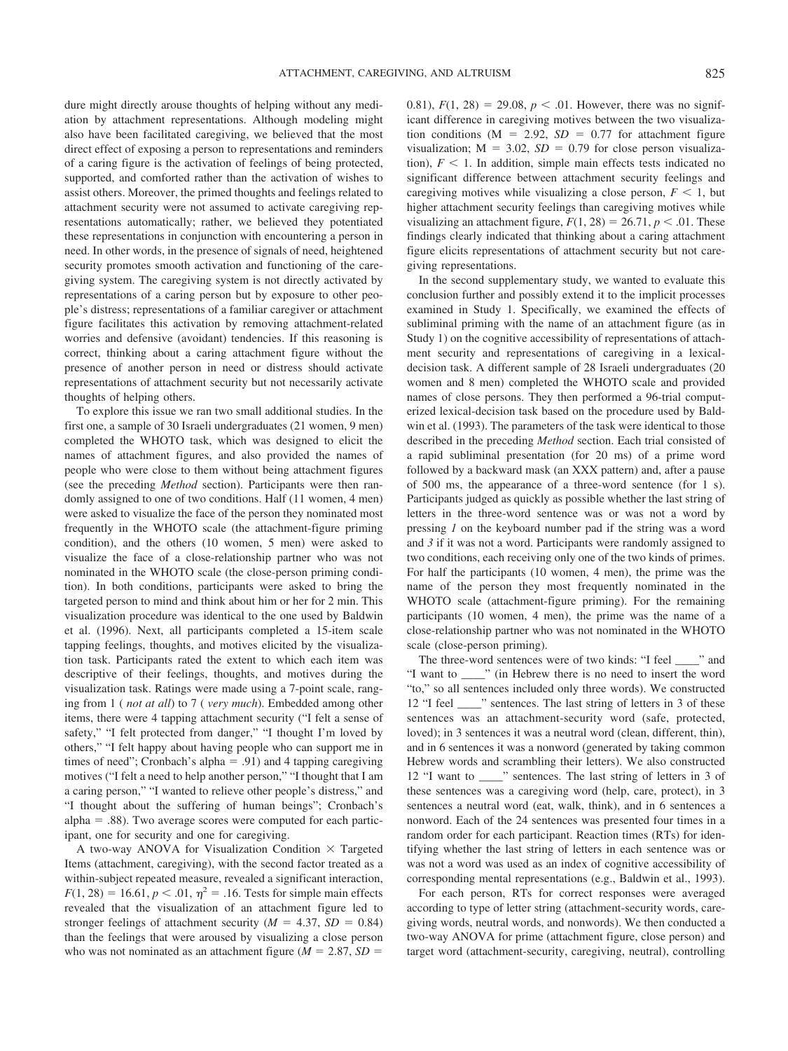dure might directly arouse thoughts of helping without any mediation by attachment representations. Although modeling might also have been facilitated caregiving, we believed that the most direct effect of exposing a person to representations and reminders of a caring figure is the activation of feelings of being protected, supported, and comforted rather than the activation of wishes to assist others. Moreover, the primed thoughts and feelings related to attachment security were not assumed to activate caregiving representations automatically; rather, we believed they potentiated these representations in conjunction with encountering a person in need. In other words, in the presence of signals of need, heightened security promotes smooth activation and functioning of the caregiving system. The caregiving system is not directly activated by representations of a caring person but by exposure to other people's distress; representations of a familiar caregiver or attachment figure facilitates this activation by removing attachment-related worries and defensive (avoidant) tendencies. If this reasoning is correct, thinking about a caring attachment figure without the presence of another person in need or distress should activate representations of attachment security but not necessarily activate thoughts of helping others.

To explore this issue we ran two small additional studies. In the first one, a sample of 30 Israeli undergraduates (21 women, 9 men) completed the WHOTO task, which was designed to elicit the names of attachment figures, and also provided the names of people who were close to them without being attachment figures (see the preceding *Method* section). Participants were then randomly assigned to one of two conditions. Half (11 women, 4 men) were asked to visualize the face of the person they nominated most frequently in the WHOTO scale (the attachment-figure priming condition), and the others (10 women, 5 men) were asked to visualize the face of a close-relationship partner who was not nominated in the WHOTO scale (the close-person priming condition). In both conditions, participants were asked to bring the targeted person to mind and think about him or her for 2 min. This visualization procedure was identical to the one used by Baldwin et al. (1996). Next, all participants completed a 15-item scale tapping feelings, thoughts, and motives elicited by the visualization task. Participants rated the extent to which each item was descriptive of their feelings, thoughts, and motives during the visualization task. Ratings were made using a 7-point scale, ranging from 1 ( *not at all*) to 7 ( *very much*). Embedded among other items, there were 4 tapping attachment security ("I felt a sense of safety," "I felt protected from danger," "I thought I'm loved by others," "I felt happy about having people who can support me in times of need"; Cronbach's alpha = .91) and 4 tapping caregiving motives ("I felt a need to help another person," "I thought that I am a caring person," "I wanted to relieve other people's distress," and "I thought about the suffering of human beings"; Cronbach's alpha = .88). Two average scores were computed for each participant, one for security and one for caregiving.

A two-way ANOVA for Visualization Condition × Targeted Items (attachment, caregiving), with the second factor treated as a within-subject repeated measure, revealed a significant interaction, $F(1, 28) = 16.61$, $p < .01$, $\eta^2 = .16$. Tests for simple main effects revealed that the visualization of an attachment figure led to stronger feelings of attachment security ($M = 4.37$, $SD = 0.84$) than the feelings that were aroused by visualizing a close person who was not nominated as an attachment figure ($M = 2.87$, $SD = 0.81$), $F(1, 28) = 29.08$, $p < .01$. However, there was no significant difference in caregiving motives between the two visualization conditions (M = 2.92, $SD = 0.77$ for attachment figure visualization; M = 3.02, $SD = 0.79$ for close person visualization), $F < 1$. In addition, simple main effects tests indicated no significant difference between attachment security feelings and caregiving motives while visualizing a close person, $F < 1$, but higher attachment security feelings than caregiving motives while visualizing an attachment figure, $F(1, 28) = 26.71$, $p < .01$. These findings clearly indicated that thinking about a caring attachment figure elicits representations of attachment security but not caregiving representations.

In the second supplementary study, we wanted to evaluate this conclusion further and possibly extend it to the implicit processes examined in Study 1. Specifically, we examined the effects of subliminal priming with the name of an attachment figure (as in Study 1) on the cognitive accessibility of representations of attachment security and representations of caregiving in a lexical-decision task. A different sample of 28 Israeli undergraduates (20 women and 8 men) completed the WHOTO scale and provided names of close persons. They then performed a 96-trial computerized lexical-decision task based on the procedure used by Baldwin et al. (1993). The parameters of the task were identical to those described in the preceding *Method* section. Each trial consisted of a rapid subliminal presentation (for 20 ms) of a prime word followed by a backward mask (an XXX pattern) and, after a pause of 500 ms, the appearance of a three-word sentence (for 1 s). Participants judged as quickly as possible whether the last string of letters in the three-word sentence was or was not a word by pressing *1* on the keyboard number pad if the string was a word and *3* if it was not a word. Participants were randomly assigned to two conditions, each receiving only one of the two kinds of primes. For half the participants (10 women, 4 men), the prime was the name of the person they most frequently nominated in the WHOTO scale (attachment-figure priming). For the remaining participants (10 women, 4 men), the prime was the name of a close-relationship partner who was not nominated in the WHOTO scale (close-person priming).

The three-word sentences were of two kinds: "I feel ____" and "I want to ____" (in Hebrew there is no need to insert the word "to," so all sentences included only three words). We constructed 12 "I feel ____" sentences. The last string of letters in 3 of these sentences was an attachment-security word (safe, protected, loved); in 3 sentences it was a neutral word (clean, different, thin), and in 6 sentences it was a nonword (generated by taking common Hebrew words and scrambling their letters). We also constructed 12 "I want to ____" sentences. The last string of letters in 3 of these sentences was a caregiving word (help, care, protect), in 3 sentences a neutral word (eat, walk, think), and in 6 sentences a nonword. Each of the 24 sentences was presented four times in a random order for each participant. Reaction times (RTs) for identifying whether the last string of letters in each sentence was or was not a word was used as an index of cognitive accessibility of corresponding mental representations (e.g., Baldwin et al., 1993).

For each person, RTs for correct responses were averaged according to type of letter string (attachment-security words, caregiving words, neutral words, and nonwords). We then conducted a two-way ANOVA for prime (attachment figure, close person) and target word (attachment-security, caregiving, neutral), controlling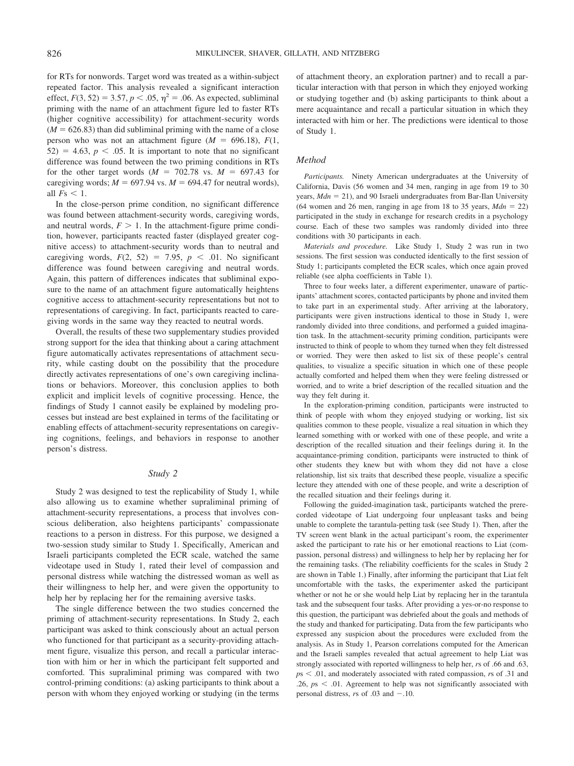for RTs for nonwords. Target word was treated as a within-subject repeated factor. This analysis revealed a significant interaction effect, $F(3, 52) = 3.57$, $p < .05$, $\eta^2 = .06$. As expected, subliminal priming with the name of an attachment figure led to faster RTs (higher cognitive accessibility) for attachment-security words ($M = 626.83$) than did subliminal priming with the name of a close person who was not an attachment figure ($M = 696.18$), $F(1, 52) = 4.63$, $p < .05$. It is important to note that no significant difference was found between the two priming conditions in RTs for the other target words ($M = 702.78$ vs. $M = 697.43$ for caregiving words; $M = 697.94$ vs. $M = 694.47$ for neutral words), all $Fs < 1$.

In the close-person prime condition, no significant difference was found between attachment-security words, caregiving words, and neutral words, $F > 1$. In the attachment-figure prime condition, however, participants reacted faster (displayed greater cognitive access) to attachment-security words than to neutral and caregiving words, $F(2, 52) = 7.95$, $p < .01$. No significant difference was found between caregiving and neutral words. Again, this pattern of differences indicates that subliminal exposure to the name of an attachment figure automatically heightens cognitive access to attachment-security representations but not to representations of caregiving. In fact, participants reacted to caregiving words in the same way they reacted to neutral words.

Overall, the results of these two supplementary studies provided strong support for the idea that thinking about a caring attachment figure automatically activates representations of attachment security, while casting doubt on the possibility that the procedure directly activates representations of one's own caregiving inclinations or behaviors. Moreover, this conclusion applies to both explicit and implicit levels of cognitive processing. Hence, the findings of Study 1 cannot easily be explained by modeling processes but instead are best explained in terms of the facilitating or enabling effects of attachment-security representations on caregiving cognitions, feelings, and behaviors in response to another person's distress.

## *Study 2*

Study 2 was designed to test the replicability of Study 1, while also allowing us to examine whether supraliminal priming of attachment-security representations, a process that involves conscious deliberation, also heightens participants' compassionate reactions to a person in distress. For this purpose, we designed a two-session study similar to Study 1. Specifically, American and Israeli participants completed the ECR scale, watched the same videotape used in Study 1, rated their level of compassion and personal distress while watching the distressed woman as well as their willingness to help her, and were given the opportunity to help her by replacing her for the remaining aversive tasks.

The single difference between the two studies concerned the priming of attachment-security representations. In Study 2, each participant was asked to think consciously about an actual person who functioned for that participant as a security-providing attachment figure, visualize this person, and recall a particular interaction with him or her in which the participant felt supported and comforted. This supraliminal priming was compared with two control-priming conditions: (a) asking participants to think about a person with whom they enjoyed working or studying (in the terms of attachment theory, an exploration partner) and to recall a particular interaction with that person in which they enjoyed working or studying together and (b) asking participants to think about a mere acquaintance and recall a particular situation in which they interacted with him or her. The predictions were identical to those of Study 1.

### *Method*

*Participants.* Ninety American undergraduates at the University of California, Davis (56 women and 34 men, ranging in age from 19 to 30 years, $Mdn = 21$), and 90 Israeli undergraduates from Bar-Ilan University (64 women and 26 men, ranging in age from 18 to 35 years, $Mdn = 22$) participated in the study in exchange for research credits in a psychology course. Each of these two samples was randomly divided into three conditions with 30 participants in each.

*Materials and procedure.* Like Study 1, Study 2 was run in two sessions. The first session was conducted identically to the first session of Study 1; participants completed the ECR scales, which once again proved reliable (see alpha coefficients in Table 1).

Three to four weeks later, a different experimenter, unaware of participants' attachment scores, contacted participants by phone and invited them to take part in an experimental study. After arriving at the laboratory, participants were given instructions identical to those in Study 1, were randomly divided into three conditions, and performed a guided imagination task. In the attachment-security priming condition, participants were instructed to think of people to whom they turned when they felt distressed or worried. They were then asked to list six of these people's central qualities, to visualize a specific situation in which one of these people actually comforted and helped them when they were feeling distressed or worried, and to write a brief description of the recalled situation and the way they felt during it.

In the exploration-priming condition, participants were instructed to think of people with whom they enjoyed studying or working, list six qualities common to these people, visualize a real situation in which they learned something with or worked with one of these people, and write a description of the recalled situation and their feelings during it. In the acquaintance-priming condition, participants were instructed to think of other students they knew but with whom they did not have a close relationship, list six traits that described these people, visualize a specific lecture they attended with one of these people, and write a description of the recalled situation and their feelings during it.

Following the guided-imagination task, participants watched the prerecorded videotape of Liat undergoing four unpleasant tasks and being unable to complete the tarantula-petting task (see Study 1). Then, after the TV screen went blank in the actual participant's room, the experimenter asked the participant to rate his or her emotional reactions to Liat (compassion, personal distress) and willingness to help her by replacing her for the remaining tasks. (The reliability coefficients for the scales in Study 2 are shown in Table 1.) Finally, after informing the participant that Liat felt uncomfortable with the tasks, the experimenter asked the participant whether or not he or she would help Liat by replacing her in the tarantula task and the subsequent four tasks. After providing a yes-or-no response to this question, the participant was debriefed about the goals and methods of the study and thanked for participating. Data from the few participants who expressed any suspicion about the procedures were excluded from the analysis. As in Study 1, Pearson correlations computed for the American and the Israeli samples revealed that actual agreement to help Liat was strongly associated with reported willingness to help her, *r*s of .66 and .63, $ps < .01$, and moderately associated with rated compassion, *r*s of .31 and .26, $ps < .01$. Agreement to help was not significantly associated with personal distress, *r*s of .03 and −.10.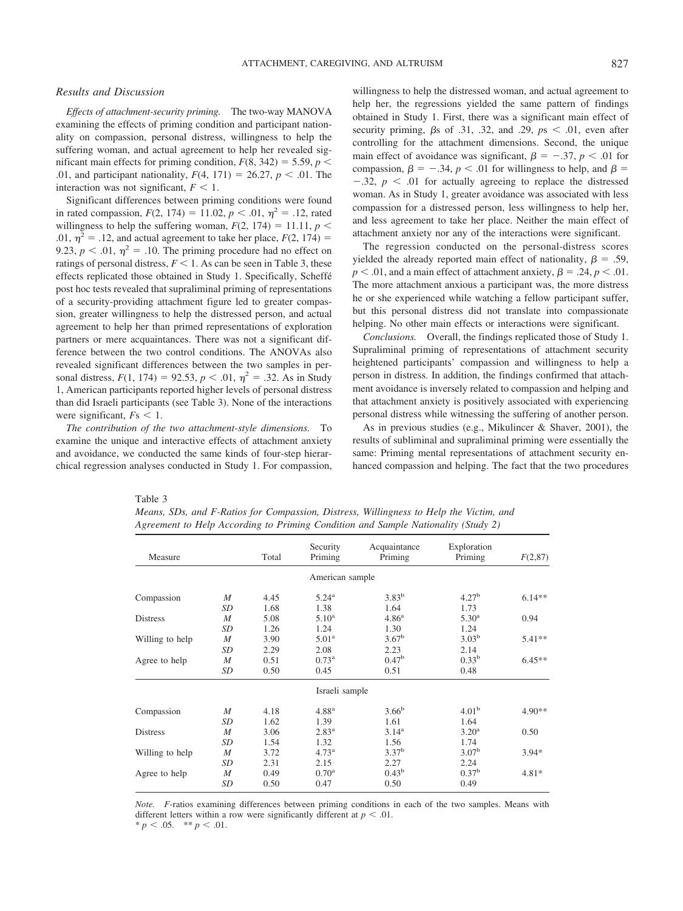### Results and Discussion

*Effects of attachment-security priming.* The two-way MANOVA examining the effects of priming condition and participant nationality on compassion, personal distress, willingness to help the suffering woman, and actual agreement to help her revealed significant main effects for priming condition, $F(8, 342) = 5.59$, $p < .01$, and participant nationality, $F(4, 171) = 26.27$, $p < .01$. The interaction was not significant, $F < 1$.

Significant differences between priming conditions were found in rated compassion, $F(2, 174) = 11.02$, $p < .01$, $\eta^2 = .12$, rated willingness to help the suffering woman, $F(2, 174) = 11.11$, $p < .01$, $\eta^2 = .12$, and actual agreement to take her place, $F(2, 174) = 9.23$, $p < .01$, $\eta^2 = .10$. The priming procedure had no effect on ratings of personal distress, $F < 1$. As can be seen in Table 3, these effects replicated those obtained in Study 1. Specifically, Scheffé post hoc tests revealed that supraliminal priming of representations of a security-providing attachment figure led to greater compassion, greater willingness to help the distressed person, and actual agreement to help her than primed representations of exploration partners or mere acquaintances. There was not a significant difference between the two control conditions. The ANOVAs also revealed significant differences between the two samples in personal distress, $F(1, 174) = 92.53$, $p < .01$, $\eta^2 = .32$. As in Study 1, American participants reported higher levels of personal distress than did Israeli participants (see Table 3). None of the interactions were significant, $F\text{s} < 1$.

*The contribution of the two attachment-style dimensions.* To examine the unique and interactive effects of attachment anxiety and avoidance, we conducted the same kinds of four-step hierarchical regression analyses conducted in Study 1. For compassion, willingness to help the distressed woman, and actual agreement to help her, the regressions yielded the same pattern of findings obtained in Study 1. First, there was a significant main effect of security priming, $\beta$s of .31, .32, and .29, $p\text{s} < .01$, even after controlling for the attachment dimensions. Second, the unique main effect of avoidance was significant, $\beta = -.37$, $p < .01$ for compassion, $\beta = -.34$, $p < .01$ for willingness to help, and $\beta = -.32$, $p < .01$ for actually agreeing to replace the distressed woman. As in Study 1, greater avoidance was associated with less compassion for a distressed person, less willingness to help her, and less agreement to take her place. Neither the main effect of attachment anxiety nor any of the interactions were significant.

The regression conducted on the personal-distress scores yielded the already reported main effect of nationality, $\beta = .59$, $p < .01$, and a main effect of attachment anxiety, $\beta = .24$, $p < .01$. The more attachment anxious a participant was, the more distress he or she experienced while watching a fellow participant suffer, but this personal distress did not translate into compassionate helping. No other main effects or interactions were significant.

*Conclusions.* Overall, the findings replicated those of Study 1. Supraliminal priming of representations of attachment security heightened participants' compassion and willingness to help a person in distress. In addition, the findings confirmed that attachment avoidance is inversely related to compassion and helping and that attachment anxiety is positively associated with experiencing personal distress while witnessing the suffering of another person.

As in previous studies (e.g., Mikulincer & Shaver, 2001), the results of subliminal and supraliminal priming were essentially the same: Priming mental representations of attachment security enhanced compassion and helping. The fact that the two procedures

Table 3
*Means, SDs, and F-Ratios for Compassion, Distress, Willingness to Help the Victim, and Agreement to Help According to Priming Condition and Sample Nationality (Study 2)*

| Measure | | Total | Security Priming | Acquaintance Priming | Exploration Priming | $F(2,87)$ |
|---|---|---|---|---|---|---|
| **American sample** | | | | | | |
| Compassion | *M* | 4.45 | 5.24[a] | 3.83[b] | 4.27[b] | 6.14** |
| | *SD* | 1.68 | 1.38 | 1.64 | 1.73 | |
| Distress | *M* | 5.08 | 5.10[a] | 4.86[a] | 5.30[a] | 0.94 |
| | *SD* | 1.26 | 1.24 | 1.30 | 1.24 | |
| Willing to help | *M* | 3.90 | 5.01[a] | 3.67[b] | 3.03[b] | 5.41** |
| | *SD* | 2.29 | 2.08 | 2.23 | 2.14 | |
| Agree to help | *M* | 0.51 | 0.73[a] | 0.47[b] | 0.33[b] | 6.45** |
| | *SD* | 0.50 | 0.45 | 0.51 | 0.48 | |
| **Israeli sample** | | | | | | |
| Compassion | *M* | 4.18 | 4.88[a] | 3.66[b] | 4.01[b] | 4.90** |
| | *SD* | 1.62 | 1.39 | 1.61 | 1.64 | |
| Distress | *M* | 3.06 | 2.83[a] | 3.14[a] | 3.20[a] | 0.50 |
| | *SD* | 1.54 | 1.32 | 1.56 | 1.74 | |
| Willing to help | *M* | 3.72 | 4.73[a] | 3.37[b] | 3.07[b] | 3.94* |
| | *SD* | 2.31 | 2.15 | 2.27 | 2.24 | |
| Agree to help | *M* | 0.49 | 0.70[a] | 0.43[b] | 0.37[b] | 4.81* |
| | *SD* | 0.50 | 0.47 | 0.50 | 0.49 | |

*Note.* *F*-ratios examining differences between priming conditions in each of the two samples. Means with different letters within a row were significantly different at $p < .01$.
* $p < .05$. ** $p < .01$.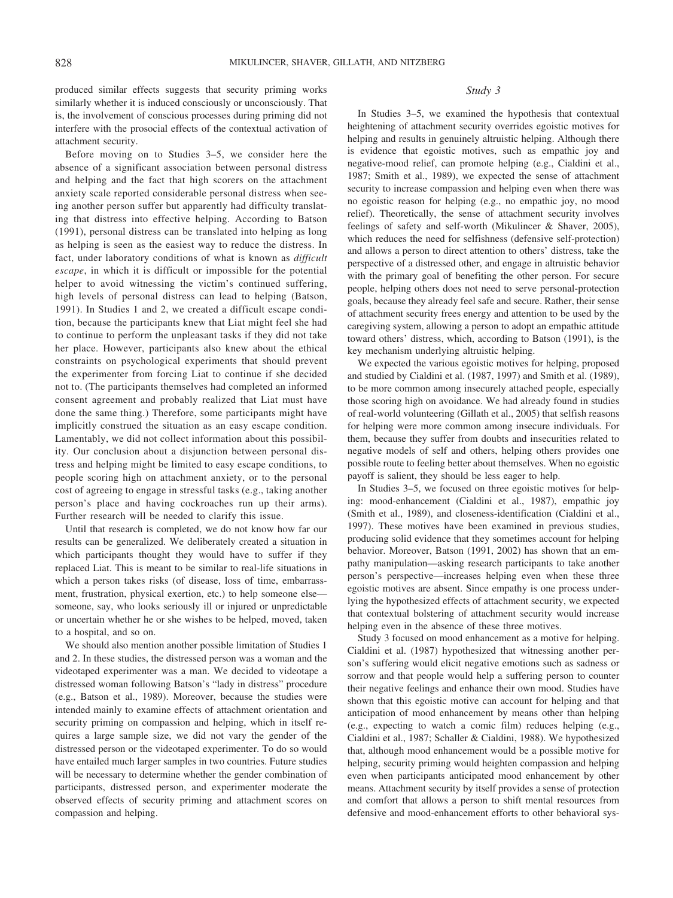produced similar effects suggests that security priming works similarly whether it is induced consciously or unconsciously. That is, the involvement of conscious processes during priming did not interfere with the prosocial effects of the contextual activation of attachment security.

Before moving on to Studies 3–5, we consider here the absence of a significant association between personal distress and helping and the fact that high scorers on the attachment anxiety scale reported considerable personal distress when seeing another person suffer but apparently had difficulty translating that distress into effective helping. According to Batson (1991), personal distress can be translated into helping as long as helping is seen as the easiest way to reduce the distress. In fact, under laboratory conditions of what is known as *difficult escape*, in which it is difficult or impossible for the potential helper to avoid witnessing the victim's continued suffering, high levels of personal distress can lead to helping (Batson, 1991). In Studies 1 and 2, we created a difficult escape condition, because the participants knew that Liat might feel she had to continue to perform the unpleasant tasks if they did not take her place. However, participants also knew about the ethical constraints on psychological experiments that should prevent the experimenter from forcing Liat to continue if she decided not to. (The participants themselves had completed an informed consent agreement and probably realized that Liat must have done the same thing.) Therefore, some participants might have implicitly construed the situation as an easy escape condition. Lamentably, we did not collect information about this possibility. Our conclusion about a disjunction between personal distress and helping might be limited to easy escape conditions, to people scoring high on attachment anxiety, or to the personal cost of agreeing to engage in stressful tasks (e.g., taking another person's place and having cockroaches run up their arms). Further research will be needed to clarify this issue.

Until that research is completed, we do not know how far our results can be generalized. We deliberately created a situation in which participants thought they would have to suffer if they replaced Liat. This is meant to be similar to real-life situations in which a person takes risks (of disease, loss of time, embarrassment, frustration, physical exertion, etc.) to help someone else—someone, say, who looks seriously ill or injured or unpredictable or uncertain whether he or she wishes to be helped, moved, taken to a hospital, and so on.

We should also mention another possible limitation of Studies 1 and 2. In these studies, the distressed person was a woman and the videotaped experimenter was a man. We decided to videotape a distressed woman following Batson's "lady in distress" procedure (e.g., Batson et al., 1989). Moreover, because the studies were intended mainly to examine effects of attachment orientation and security priming on compassion and helping, which in itself requires a large sample size, we did not vary the gender of the distressed person or the videotaped experimenter. To do so would have entailed much larger samples in two countries. Future studies will be necessary to determine whether the gender combination of participants, distressed person, and experimenter moderate the observed effects of security priming and attachment scores on compassion and helping.

## *Study 3*

In Studies 3–5, we examined the hypothesis that contextual heightening of attachment security overrides egoistic motives for helping and results in genuinely altruistic helping. Although there is evidence that egoistic motives, such as empathic joy and negative-mood relief, can promote helping (e.g., Cialdini et al., 1987; Smith et al., 1989), we expected the sense of attachment security to increase compassion and helping even when there was no egoistic reason for helping (e.g., no empathic joy, no mood relief). Theoretically, the sense of attachment security involves feelings of safety and self-worth (Mikulincer & Shaver, 2005), which reduces the need for selfishness (defensive self-protection) and allows a person to direct attention to others' distress, take the perspective of a distressed other, and engage in altruistic behavior with the primary goal of benefiting the other person. For secure people, helping others does not need to serve personal-protection goals, because they already feel safe and secure. Rather, their sense of attachment security frees energy and attention to be used by the caregiving system, allowing a person to adopt an empathic attitude toward others' distress, which, according to Batson (1991), is the key mechanism underlying altruistic helping.

We expected the various egoistic motives for helping, proposed and studied by Cialdini et al. (1987, 1997) and Smith et al. (1989), to be more common among insecurely attached people, especially those scoring high on avoidance. We had already found in studies of real-world volunteering (Gillath et al., 2005) that selfish reasons for helping were more common among insecure individuals. For them, because they suffer from doubts and insecurities related to negative models of self and others, helping others provides one possible route to feeling better about themselves. When no egoistic payoff is salient, they should be less eager to help.

In Studies 3–5, we focused on three egoistic motives for helping: mood-enhancement (Cialdini et al., 1987), empathic joy (Smith et al., 1989), and closeness-identification (Cialdini et al., 1997). These motives have been examined in previous studies, producing solid evidence that they sometimes account for helping behavior. Moreover, Batson (1991, 2002) has shown that an empathy manipulation—asking research participants to take another person's perspective—increases helping even when these three egoistic motives are absent. Since empathy is one process underlying the hypothesized effects of attachment security, we expected that contextual bolstering of attachment security would increase helping even in the absence of these three motives.

Study 3 focused on mood enhancement as a motive for helping. Cialdini et al. (1987) hypothesized that witnessing another person's suffering would elicit negative emotions such as sadness or sorrow and that people would help a suffering person to counter their negative feelings and enhance their own mood. Studies have shown that this egoistic motive can account for helping and that anticipation of mood enhancement by means other than helping (e.g., expecting to watch a comic film) reduces helping (e.g., Cialdini et al., 1987; Schaller & Cialdini, 1988). We hypothesized that, although mood enhancement would be a possible motive for helping, security priming would heighten compassion and helping even when participants anticipated mood enhancement by other means. Attachment security by itself provides a sense of protection and comfort that allows a person to shift mental resources from defensive and mood-enhancement efforts to other behavioral sys-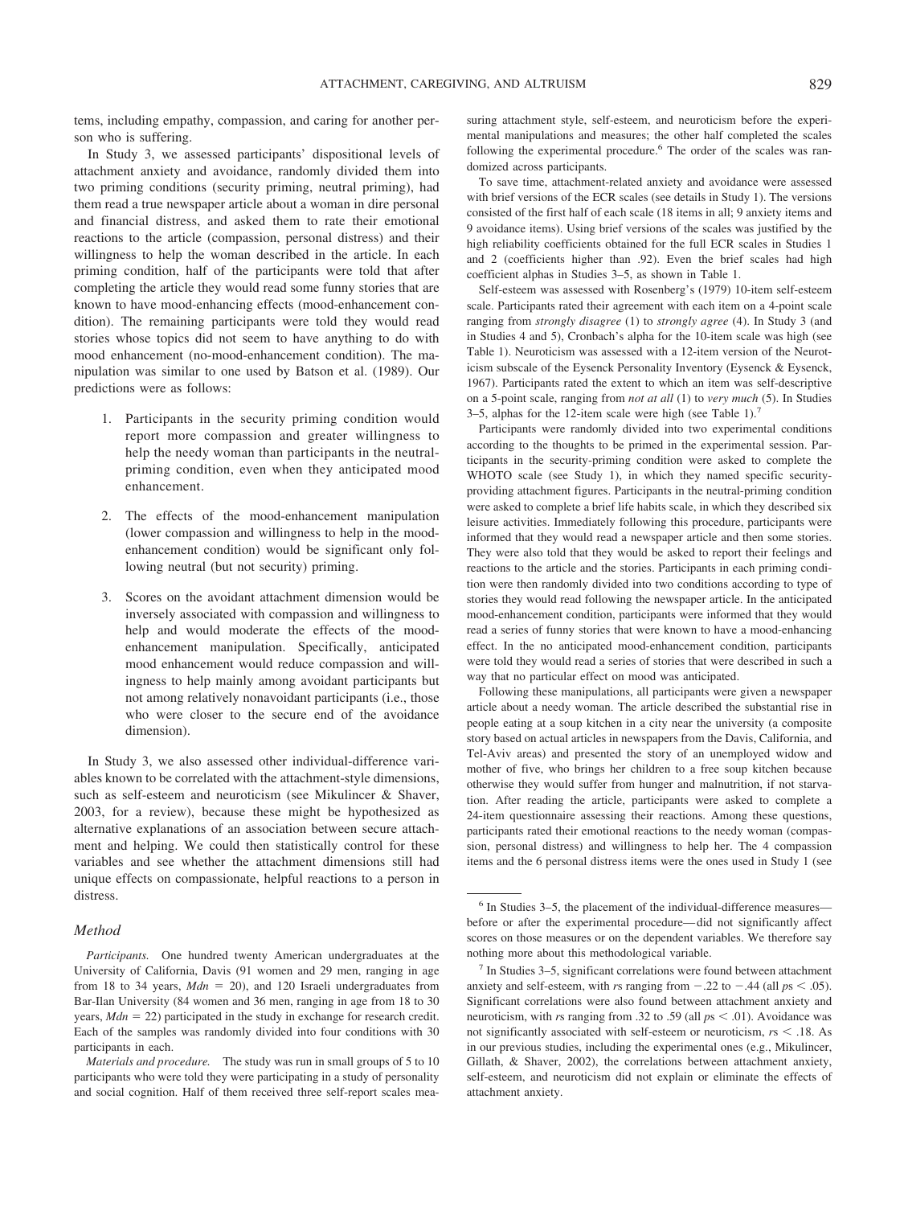tems, including empathy, compassion, and caring for another person who is suffering.

In Study 3, we assessed participants' dispositional levels of attachment anxiety and avoidance, randomly divided them into two priming conditions (security priming, neutral priming), had them read a true newspaper article about a woman in dire personal and financial distress, and asked them to rate their emotional reactions to the article (compassion, personal distress) and their willingness to help the woman described in the article. In each priming condition, half of the participants were told that after completing the article they would read some funny stories that are known to have mood-enhancing effects (mood-enhancement condition). The remaining participants were told they would read stories whose topics did not seem to have anything to do with mood enhancement (no-mood-enhancement condition). The manipulation was similar to one used by Batson et al. (1989). Our predictions were as follows:

1. Participants in the security priming condition would report more compassion and greater willingness to help the needy woman than participants in the neutral-priming condition, even when they anticipated mood enhancement.

2. The effects of the mood-enhancement manipulation (lower compassion and willingness to help in the mood-enhancement condition) would be significant only following neutral (but not security) priming.

3. Scores on the avoidant attachment dimension would be inversely associated with compassion and willingness to help and would moderate the effects of the mood-enhancement manipulation. Specifically, anticipated mood enhancement would reduce compassion and willingness to help mainly among avoidant participants but not among relatively nonavoidant participants (i.e., those who were closer to the secure end of the avoidance dimension).

In Study 3, we also assessed other individual-difference variables known to be correlated with the attachment-style dimensions, such as self-esteem and neuroticism (see Mikulincer & Shaver, 2003, for a review), because these might be hypothesized as alternative explanations of an association between secure attachment and helping. We could then statistically control for these variables and see whether the attachment dimensions still had unique effects on compassionate, helpful reactions to a person in distress.

### Method

*Participants.* One hundred twenty American undergraduates at the University of California, Davis (91 women and 29 men, ranging in age from 18 to 34 years, *Mdn* = 20), and 120 Israeli undergraduates from Bar-Ilan University (84 women and 36 men, ranging in age from 18 to 30 years, *Mdn* = 22) participated in the study in exchange for research credit. Each of the samples was randomly divided into four conditions with 30 participants in each.

*Materials and procedure.* The study was run in small groups of 5 to 10 participants who were told they were participating in a study of personality and social cognition. Half of them received three self-report scales measuring attachment style, self-esteem, and neuroticism before the experimental manipulations and measures; the other half completed the scales following the experimental procedure.[6] The order of the scales was randomized across participants.

To save time, attachment-related anxiety and avoidance were assessed with brief versions of the ECR scales (see details in Study 1). The versions consisted of the first half of each scale (18 items in all; 9 anxiety items and 9 avoidance items). Using brief versions of the scales was justified by the high reliability coefficients obtained for the full ECR scales in Studies 1 and 2 (coefficients higher than .92). Even the brief scales had high coefficient alphas in Studies 3–5, as shown in Table 1.

Self-esteem was assessed with Rosenberg's (1979) 10-item self-esteem scale. Participants rated their agreement with each item on a 4-point scale ranging from *strongly disagree* (1) to *strongly agree* (4). In Study 3 (and in Studies 4 and 5), Cronbach's alpha for the 10-item scale was high (see Table 1). Neuroticism was assessed with a 12-item version of the Neuroticism subscale of the Eysenck Personality Inventory (Eysenck & Eysenck, 1967). Participants rated the extent to which an item was self-descriptive on a 5-point scale, ranging from *not at all* (1) to *very much* (5). In Studies 3–5, alphas for the 12-item scale were high (see Table 1).[7]

Participants were randomly divided into two experimental conditions according to the thoughts to be primed in the experimental session. Participants in the security-priming condition were asked to complete the WHOTO scale (see Study 1), in which they named specific security-providing attachment figures. Participants in the neutral-priming condition were asked to complete a brief life habits scale, in which they described six leisure activities. Immediately following this procedure, participants were informed that they would read a newspaper article and then some stories. They were also told that they would be asked to report their feelings and reactions to the article and the stories. Participants in each priming condition were then randomly divided into two conditions according to type of stories they would read following the newspaper article. In the anticipated mood-enhancement condition, participants were informed that they would read a series of funny stories that were known to have a mood-enhancing effect. In the no anticipated mood-enhancement condition, participants were told they would read a series of stories that were described in such a way that no particular effect on mood was anticipated.

Following these manipulations, all participants were given a newspaper article about a needy woman. The article described the substantial rise in people eating at a soup kitchen in a city near the university (a composite story based on actual articles in newspapers from the Davis, California, and Tel-Aviv areas) and presented the story of an unemployed widow and mother of five, who brings her children to a free soup kitchen because otherwise they would suffer from hunger and malnutrition, if not starvation. After reading the article, participants were asked to complete a 24-item questionnaire assessing their reactions. Among these questions, participants rated their emotional reactions to the needy woman (compassion, personal distress) and willingness to help her. The 4 compassion items and the 6 personal distress items were the ones used in Study 1 (see

[6] In Studies 3–5, the placement of the individual-difference measures—before or after the experimental procedure—did not significantly affect scores on those measures or on the dependent variables. We therefore say nothing more about this methodological variable.

[7] In Studies 3–5, significant correlations were found between attachment anxiety and self-esteem, with *r*s ranging from −.22 to −.44 (all $p$s < .05). Significant correlations were also found between attachment anxiety and neuroticism, with *r*s ranging from .32 to .59 (all $p$s < .01). Avoidance was not significantly associated with self-esteem or neuroticism, *r*s < .18. As in our previous studies, including the experimental ones (e.g., Mikulincer, Gillath, & Shaver, 2002), the correlations between attachment anxiety, self-esteem, and neuroticism did not explain or eliminate the effects of attachment anxiety.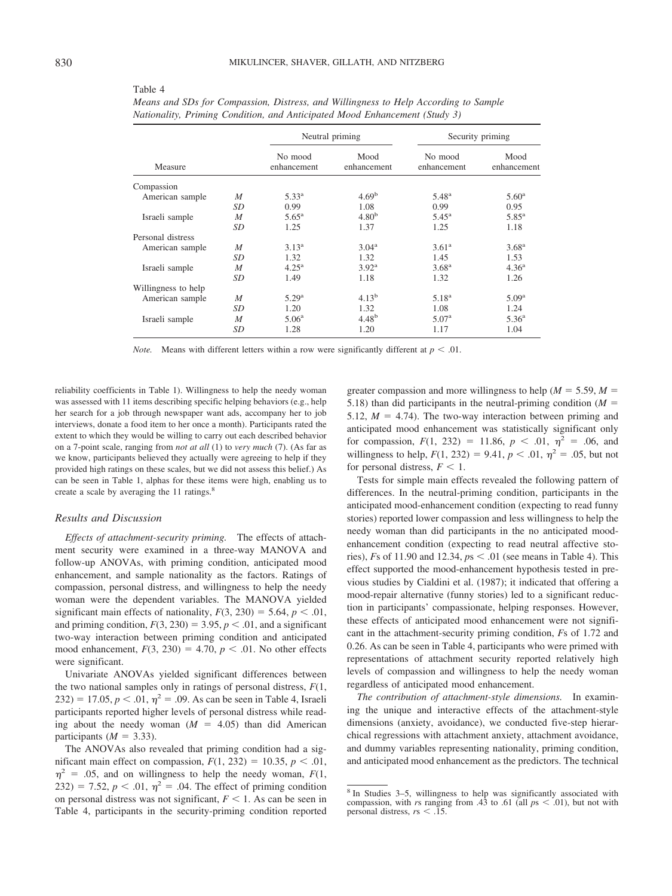Table 4

*Means and SDs for Compassion, Distress, and Willingness to Help According to Sample Nationality, Priming Condition, and Anticipated Mood Enhancement (Study 3)*

| Measure | | Neutral priming | | Security priming | |
|---|---|---|---|---|---|
| | | No mood enhancement | Mood enhancement | No mood enhancement | Mood enhancement |
| Compassion | | | | | |
| American sample | *M* | 5.33[a] | 4.69[b] | 5.48[a] | 5.60[a] |
| | *SD* | 0.99 | 1.08 | 0.99 | 0.95 |
| Israeli sample | *M* | 5.65[a] | 4.80[b] | 5.45[a] | 5.85[a] |
| | *SD* | 1.25 | 1.37 | 1.25 | 1.18 |
| Personal distress | | | | | |
| American sample | *M* | 3.13[a] | 3.04[a] | 3.61[a] | 3.68[a] |
| | *SD* | 1.32 | 1.32 | 1.45 | 1.53 |
| Israeli sample | *M* | 4.25[a] | 3.92[a] | 3.68[a] | 4.36[a] |
| | *SD* | 1.49 | 1.18 | 1.32 | 1.26 |
| Willingness to help | | | | | |
| American sample | *M* | 5.29[a] | 4.13[b] | 5.18[a] | 5.09[a] |
| | *SD* | 1.20 | 1.32 | 1.08 | 1.24 |
| Israeli sample | *M* | 5.06[a] | 4.48[b] | 5.07[a] | 5.36[a] |
| | *SD* | 1.28 | 1.20 | 1.17 | 1.04 |

*Note.* Means with different letters within a row were significantly different at $p < .01$.

reliability coefficients in Table 1). Willingness to help the needy woman was assessed with 11 items describing specific helping behaviors (e.g., help her search for a job through newspaper want ads, accompany her to job interviews, donate a food item to her once a month). Participants rated the extent to which they would be willing to carry out each described behavior on a 7-point scale, ranging from *not at all* (1) to *very much* (7). (As far as we know, participants believed they actually were agreeing to help if they provided high ratings on these scales, but we did not assess this belief.) As can be seen in Table 1, alphas for these items were high, enabling us to create a scale by averaging the 11 ratings.[8]

### Results and Discussion

*Effects of attachment-security priming.* The effects of attachment security were examined in a three-way MANOVA and follow-up ANOVAs, with priming condition, anticipated mood enhancement, and sample nationality as the factors. Ratings of compassion, personal distress, and willingness to help the needy woman were the dependent variables. The MANOVA yielded significant main effects of nationality, $F(3, 230) = 5.64$, $p < .01$, and priming condition, $F(3, 230) = 3.95$, $p < .01$, and a significant two-way interaction between priming condition and anticipated mood enhancement, $F(3, 230) = 4.70$, $p < .01$. No other effects were significant.

Univariate ANOVAs yielded significant differences between the two national samples only in ratings of personal distress, $F(1, 232) = 17.05$, $p < .01$, $\eta^2 = .09$. As can be seen in Table 4, Israeli participants reported higher levels of personal distress while reading about the needy woman ($M = 4.05$) than did American participants ($M = 3.33$).

The ANOVAs also revealed that priming condition had a significant main effect on compassion, $F(1, 232) = 10.35$, $p < .01$, $\eta^2 = .05$, and on willingness to help the needy woman, $F(1, 232) = 7.52$, $p < .01$, $\eta^2 = .04$. The effect of priming condition on personal distress was not significant, $F < 1$. As can be seen in Table 4, participants in the security-priming condition reported greater compassion and more willingness to help ($M = 5.59$, $M = 5.18$) than did participants in the neutral-priming condition ($M = 5.12$, $M = 4.74$). The two-way interaction between priming and anticipated mood enhancement was statistically significant only for compassion, $F(1, 232) = 11.86$, $p < .01$, $\eta^2 = .06$, and willingness to help, $F(1, 232) = 9.41$, $p < .01$, $\eta^2 = .05$, but not for personal distress, $F < 1$.

Tests for simple main effects revealed the following pattern of differences. In the neutral-priming condition, participants in the anticipated mood-enhancement condition (expecting to read funny stories) reported lower compassion and less willingness to help the needy woman than did participants in the no anticipated mood-enhancement condition (expecting to read neutral affective stories), *F*s of 11.90 and 12.34, *p*s $< .01$ (see means in Table 4). This effect supported the mood-enhancement hypothesis tested in previous studies by Cialdini et al. (1987); it indicated that offering a mood-repair alternative (funny stories) led to a significant reduction in participants' compassionate, helping responses. However, these effects of anticipated mood enhancement were not significant in the attachment-security priming condition, *F*s of 1.72 and 0.26. As can be seen in Table 4, participants who were primed with representations of attachment security reported relatively high levels of compassion and willingness to help the needy woman regardless of anticipated mood enhancement.

*The contribution of attachment-style dimensions.* In examining the unique and interactive effects of the attachment-style dimensions (anxiety, avoidance), we conducted five-step hierarchical regressions with attachment anxiety, attachment avoidance, and dummy variables representing nationality, priming condition, and anticipated mood enhancement as the predictors. The technical

[8] In Studies 3–5, willingness to help was significantly associated with compassion, with *r*s ranging from .43 to .61 (all *p*s $< .01$), but not with personal distress, *r*s $< .15$.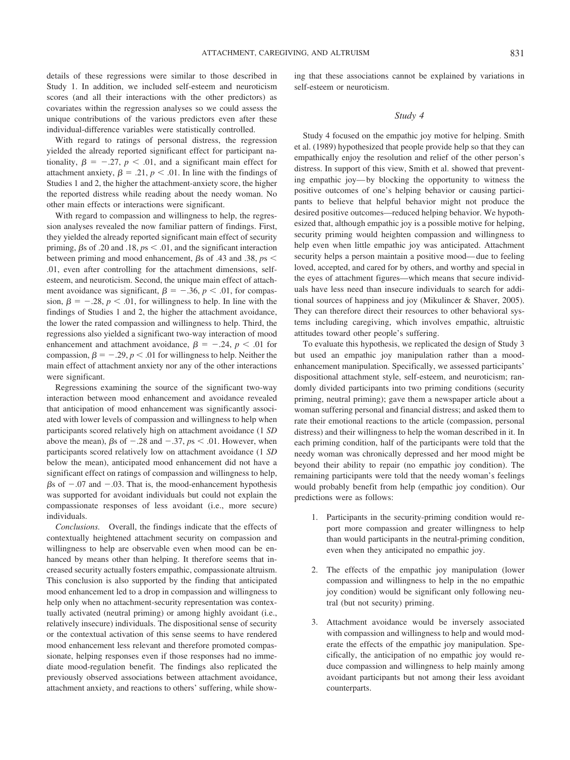details of these regressions were similar to those described in Study 1. In addition, we included self-esteem and neuroticism scores (and all their interactions with the other predictors) as covariates within the regression analyses so we could assess the unique contributions of the various predictors even after these individual-difference variables were statistically controlled.

With regard to ratings of personal distress, the regression yielded the already reported significant effect for participant nationality, $\beta = -.27$, $p < .01$, and a significant main effect for attachment anxiety, $\beta = .21$, $p < .01$. In line with the findings of Studies 1 and 2, the higher the attachment-anxiety score, the higher the reported distress while reading about the needy woman. No other main effects or interactions were significant.

With regard to compassion and willingness to help, the regression analyses revealed the now familiar pattern of findings. First, they yielded the already reported significant main effect of security priming, $\beta$s of .20 and .18, $p\text{s} < .01$, and the significant interaction between priming and mood enhancement, $\beta$s of .43 and .38, $p\text{s} < .01$, even after controlling for the attachment dimensions, self-esteem, and neuroticism. Second, the unique main effect of attachment avoidance was significant, $\beta = -.36$, $p < .01$, for compassion, $\beta = -.28$, $p < .01$, for willingness to help. In line with the findings of Studies 1 and 2, the higher the attachment avoidance, the lower the rated compassion and willingness to help. Third, the regressions also yielded a significant two-way interaction of mood enhancement and attachment avoidance, $\beta = -.24$, $p < .01$ for compassion, $\beta = -.29$, $p < .01$ for willingness to help. Neither the main effect of attachment anxiety nor any of the other interactions were significant.

Regressions examining the source of the significant two-way interaction between mood enhancement and avoidance revealed that anticipation of mood enhancement was significantly associated with lower levels of compassion and willingness to help when participants scored relatively high on attachment avoidance (1 *SD* above the mean), $\beta$s of $-.28$ and $-.37$, $p\text{s} < .01$. However, when participants scored relatively low on attachment avoidance (1 *SD* below the mean), anticipated mood enhancement did not have a significant effect on ratings of compassion and willingness to help, $\beta$s of $-.07$ and $-.03$. That is, the mood-enhancement hypothesis was supported for avoidant individuals but could not explain the compassionate responses of less avoidant (i.e., more secure) individuals.

*Conclusions.* Overall, the findings indicate that the effects of contextually heightened attachment security on compassion and willingness to help are observable even when mood can be enhanced by means other than helping. It therefore seems that increased security actually fosters empathic, compassionate altruism. This conclusion is also supported by the finding that anticipated mood enhancement led to a drop in compassion and willingness to help only when no attachment-security representation was contextually activated (neutral priming) or among highly avoidant (i.e., relatively insecure) individuals. The dispositional sense of security or the contextual activation of this sense seems to have rendered mood enhancement less relevant and therefore promoted compassionate, helping responses even if those responses had no immediate mood-regulation benefit. The findings also replicated the previously observed associations between attachment avoidance, attachment anxiety, and reactions to others' suffering, while showing that these associations cannot be explained by variations in self-esteem or neuroticism.

### Study 4

Study 4 focused on the empathic joy motive for helping. Smith et al. (1989) hypothesized that people provide help so that they can empathically enjoy the resolution and relief of the other person's distress. In support of this view, Smith et al. showed that preventing empathic joy—by blocking the opportunity to witness the positive outcomes of one's helping behavior or causing participants to believe that helpful behavior might not produce the desired positive outcomes—reduced helping behavior. We hypothesized that, although empathic joy is a possible motive for helping, security priming would heighten compassion and willingness to help even when little empathic joy was anticipated. Attachment security helps a person maintain a positive mood—due to feeling loved, accepted, and cared for by others, and worthy and special in the eyes of attachment figures—which means that secure individuals have less need than insecure individuals to search for additional sources of happiness and joy (Mikulincer & Shaver, 2005). They can therefore direct their resources to other behavioral systems including caregiving, which involves empathic, altruistic attitudes toward other people's suffering.

To evaluate this hypothesis, we replicated the design of Study 3 but used an empathic joy manipulation rather than a mood-enhancement manipulation. Specifically, we assessed participants' dispositional attachment style, self-esteem, and neuroticism; randomly divided participants into two priming conditions (security priming, neutral priming); gave them a newspaper article about a woman suffering personal and financial distress; and asked them to rate their emotional reactions to the article (compassion, personal distress) and their willingness to help the woman described in it. In each priming condition, half of the participants were told that the needy woman was chronically depressed and her mood might be beyond their ability to repair (no empathic joy condition). The remaining participants were told that the needy woman's feelings would probably benefit from help (empathic joy condition). Our predictions were as follows:

1. Participants in the security-priming condition would report more compassion and greater willingness to help than would participants in the neutral-priming condition, even when they anticipated no empathic joy.

2. The effects of the empathic joy manipulation (lower compassion and willingness to help in the no empathic joy condition) would be significant only following neutral (but not security) priming.

3. Attachment avoidance would be inversely associated with compassion and willingness to help and would moderate the effects of the empathic joy manipulation. Specifically, the anticipation of no empathic joy would reduce compassion and willingness to help mainly among avoidant participants but not among their less avoidant counterparts.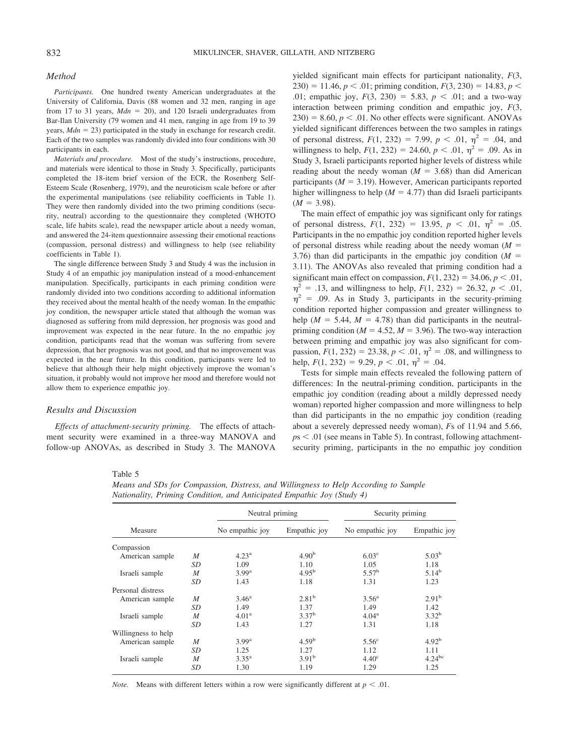### Method

*Participants.* One hundred twenty American undergraduates at the University of California, Davis (88 women and 32 men, ranging in age from 17 to 31 years, *Mdn* = 20), and 120 Israeli undergraduates from Bar-Ilan University (79 women and 41 men, ranging in age from 19 to 39 years, *Mdn* = 23) participated in the study in exchange for research credit. Each of the two samples was randomly divided into four conditions with 30 participants in each.

*Materials and procedure.* Most of the study's instructions, procedure, and materials were identical to those in Study 3. Specifically, participants completed the 18-item brief version of the ECR, the Rosenberg Self-Esteem Scale (Rosenberg, 1979), and the neuroticism scale before or after the experimental manipulations (see reliability coefficients in Table 1). They were then randomly divided into the two priming conditions (security, neutral) according to the questionnaire they completed (WHOTO scale, life habits scale), read the newspaper article about a needy woman, and answered the 24-item questionnaire assessing their emotional reactions (compassion, personal distress) and willingness to help (see reliability coefficients in Table 1).

The single difference between Study 3 and Study 4 was the inclusion in Study 4 of an empathic joy manipulation instead of a mood-enhancement manipulation. Specifically, participants in each priming condition were randomly divided into two conditions according to additional information they received about the mental health of the needy woman. In the empathic joy condition, the newspaper article stated that although the woman was diagnosed as suffering from mild depression, her prognosis was good and improvement was expected in the near future. In the no empathic joy condition, participants read that the woman was suffering from severe depression, that her prognosis was not good, and that no improvement was expected in the near future. In this condition, participants were led to believe that although their help might objectively improve the woman's situation, it probably would not improve her mood and therefore would not allow them to experience empathic joy.

### Results and Discussion

*Effects of attachment-security priming.* The effects of attachment security were examined in a three-way MANOVA and follow-up ANOVAs, as described in Study 3. The MANOVA yielded significant main effects for participant nationality, $F(3, 230) = 11.46$, $p < .01$; priming condition, $F(3, 230) = 14.83$, $p < .01$; empathic joy, $F(3, 230) = 5.83$, $p < .01$; and a two-way interaction between priming condition and empathic joy, $F(3, 230) = 8.60$, $p < .01$. No other effects were significant. ANOVAs yielded significant differences between the two samples in ratings of personal distress, $F(1, 232) = 7.99$, $p < .01$, $\eta^2 = .04$, and willingness to help, $F(1, 232) = 24.60$, $p < .01$, $\eta^2 = .09$. As in Study 3, Israeli participants reported higher levels of distress while reading about the needy woman ($M = 3.68$) than did American participants ($M = 3.19$). However, American participants reported higher willingness to help ($M = 4.77$) than did Israeli participants ($M = 3.98$).

The main effect of empathic joy was significant only for ratings of personal distress, $F(1, 232) = 13.95$, $p < .01$, $\eta^2 = .05$. Participants in the no empathic joy condition reported higher levels of personal distress while reading about the needy woman ($M = 3.76$) than did participants in the empathic joy condition ($M = 3.11$). The ANOVAs also revealed that priming condition had a significant main effect on compassion, $F(1, 232) = 34.06$, $p < .01$, $\eta^2 = .13$, and willingness to help, $F(1, 232) = 26.32$, $p < .01$, $\eta^2 = .09$. As in Study 3, participants in the security-priming condition reported higher compassion and greater willingness to help ($M = 5.44$, $M = 4.78$) than did participants in the neutral-priming condition ($M = 4.52$, $M = 3.96$). The two-way interaction between priming and empathic joy was also significant for compassion, $F(1, 232) = 23.38$, $p < .01$, $\eta^2 = .08$, and willingness to help, $F(1, 232) = 9.29$, $p < .01$, $\eta^2 = .04$.

Tests for simple main effects revealed the following pattern of differences: In the neutral-priming condition, participants in the empathic joy condition (reading about a mildly depressed needy woman) reported higher compassion and more willingness to help than did participants in the no empathic joy condition (reading about a severely depressed needy woman), *F*s of 11.94 and 5.66, *p*s < .01 (see means in Table 5). In contrast, following attachment-security priming, participants in the no empathic joy condition

Table 5
*Means and SDs for Compassion, Distress, and Willingness to Help According to Sample Nationality, Priming Condition, and Anticipated Empathic Joy (Study 4)*

| Measure | | Neutral priming | | Security priming | |
|---|---|---|---|---|---|
| | | No empathic joy | Empathic joy | No empathic joy | Empathic joy |
| Compassion | | | | | |
| American sample | *M* | 4.23[a] | 4.90[b] | 6.03[c] | 5.03[b] |
| | *SD* | 1.09 | 1.10 | 1.05 | 1.18 |
| Israeli sample | *M* | 3.99[a] | 4.95[b] | 5.57[b] | 5.14[b] |
| | *SD* | 1.43 | 1.18 | 1.31 | 1.23 |
| Personal distress | | | | | |
| American sample | *M* | 3.46[a] | 2.81[b] | 3.56[a] | 2.91[b] |
| | *SD* | 1.49 | 1.37 | 1.49 | 1.42 |
| Israeli sample | *M* | 4.01[a] | 3.37[b] | 4.04[a] | 3.32[b] |
| | *SD* | 1.43 | 1.27 | 1.31 | 1.18 |
| Willingness to help | | | | | |
| American sample | *M* | 3.99[a] | 4.59[b] | 5.56[c] | 4.92[b] |
| | *SD* | 1.25 | 1.27 | 1.12 | 1.11 |
| Israeli sample | *M* | 3.35[a] | 3.91[b] | 4.40[c] | 4.24[bc] |
| | *SD* | 1.30 | 1.19 | 1.29 | 1.25 |

*Note.* Means with different letters within a row were significantly different at $p < .01$.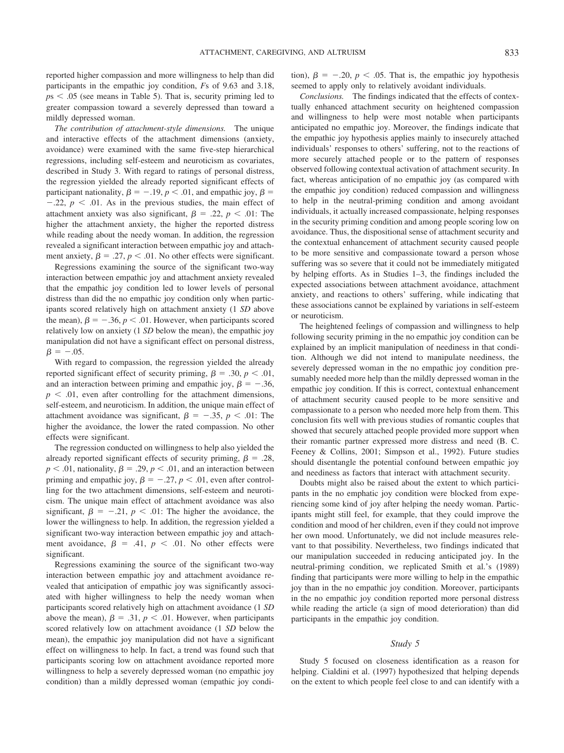reported higher compassion and more willingness to help than did participants in the empathic joy condition, *F*s of 9.63 and 3.18, $p$s $< .05$ (see means in Table 5). That is, security priming led to greater compassion toward a severely depressed than toward a mildly depressed woman.

*The contribution of attachment-style dimensions.* The unique and interactive effects of the attachment dimensions (anxiety, avoidance) were examined with the same five-step hierarchical regressions, including self-esteem and neuroticism as covariates, described in Study 3. With regard to ratings of personal distress, the regression yielded the already reported significant effects of participant nationality, $\beta = -.19$, $p < .01$, and empathic joy, $\beta = -.22$, $p < .01$. As in the previous studies, the main effect of attachment anxiety was also significant, $\beta = .22$, $p < .01$: The higher the attachment anxiety, the higher the reported distress while reading about the needy woman. In addition, the regression revealed a significant interaction between empathic joy and attachment anxiety, $\beta = .27$, $p < .01$. No other effects were significant.

Regressions examining the source of the significant two-way interaction between empathic joy and attachment anxiety revealed that the empathic joy condition led to lower levels of personal distress than did the no empathic joy condition only when participants scored relatively high on attachment anxiety (1 *SD* above the mean), $\beta = -.36$, $p < .01$. However, when participants scored relatively low on anxiety (1 *SD* below the mean), the empathic joy manipulation did not have a significant effect on personal distress, $\beta = -.05$.

With regard to compassion, the regression yielded the already reported significant effect of security priming, $\beta = .30$, $p < .01$, and an interaction between priming and empathic joy, $\beta = -.36$, $p < .01$, even after controlling for the attachment dimensions, self-esteem, and neuroticism. In addition, the unique main effect of attachment avoidance was significant, $\beta = -.35$, $p < .01$: The higher the avoidance, the lower the rated compassion. No other effects were significant.

The regression conducted on willingness to help also yielded the already reported significant effects of security priming, $\beta = .28$, $p < .01$, nationality, $\beta = .29$, $p < .01$, and an interaction between priming and empathic joy, $\beta = -.27$, $p < .01$, even after controlling for the two attachment dimensions, self-esteem and neuroticism. The unique main effect of attachment avoidance was also significant, $\beta = -.21$, $p < .01$: The higher the avoidance, the lower the willingness to help. In addition, the regression yielded a significant two-way interaction between empathic joy and attachment avoidance, $\beta = .41$, $p < .01$. No other effects were significant.

Regressions examining the source of the significant two-way interaction between empathic joy and attachment avoidance revealed that anticipation of empathic joy was significantly associated with higher willingness to help the needy woman when participants scored relatively high on attachment avoidance (1 *SD* above the mean), $\beta = .31$, $p < .01$. However, when participants scored relatively low on attachment avoidance (1 *SD* below the mean), the empathic joy manipulation did not have a significant effect on willingness to help. In fact, a trend was found such that participants scoring low on attachment avoidance reported more willingness to help a severely depressed woman (no empathic joy condition) than a mildly depressed woman (empathic joy condition), $\beta = -.20$, $p < .05$. That is, the empathic joy hypothesis seemed to apply only to relatively avoidant individuals.

*Conclusions.* The findings indicated that the effects of contextually enhanced attachment security on heightened compassion and willingness to help were most notable when participants anticipated no empathic joy. Moreover, the findings indicate that the empathic joy hypothesis applies mainly to insecurely attached individuals' responses to others' suffering, not to the reactions of more securely attached people or to the pattern of responses observed following contextual activation of attachment security. In fact, whereas anticipation of no empathic joy (as compared with the empathic joy condition) reduced compassion and willingness to help in the neutral-priming condition and among avoidant individuals, it actually increased compassionate, helping responses in the security priming condition and among people scoring low on avoidance. Thus, the dispositional sense of attachment security and the contextual enhancement of attachment security caused people to be more sensitive and compassionate toward a person whose suffering was so severe that it could not be immediately mitigated by helping efforts. As in Studies 1–3, the findings included the expected associations between attachment avoidance, attachment anxiety, and reactions to others' suffering, while indicating that these associations cannot be explained by variations in self-esteem or neuroticism.

The heightened feelings of compassion and willingness to help following security priming in the no empathic joy condition can be explained by an implicit manipulation of neediness in that condition. Although we did not intend to manipulate neediness, the severely depressed woman in the no empathic joy condition presumably needed more help than the mildly depressed woman in the empathic joy condition. If this is correct, contextual enhancement of attachment security caused people to be more sensitive and compassionate to a person who needed more help from them. This conclusion fits well with previous studies of romantic couples that showed that securely attached people provided more support when their romantic partner expressed more distress and need (B. C. Feeney & Collins, 2001; Simpson et al., 1992). Future studies should disentangle the potential confound between empathic joy and neediness as factors that interact with attachment security.

Doubts might also be raised about the extent to which participants in the no emphatic joy condition were blocked from experiencing some kind of joy after helping the needy woman. Participants might still feel, for example, that they could improve the condition and mood of her children, even if they could not improve her own mood. Unfortunately, we did not include measures relevant to that possibility. Nevertheless, two findings indicated that our manipulation succeeded in reducing anticipated joy. In the neutral-priming condition, we replicated Smith et al.'s (1989) finding that participants were more willing to help in the empathic joy than in the no empathic joy condition. Moreover, participants in the no empathic joy condition reported more personal distress while reading the article (a sign of mood deterioration) than did participants in the empathic joy condition.

### *Study 5*

Study 5 focused on closeness identification as a reason for helping. Cialdini et al. (1997) hypothesized that helping depends on the extent to which people feel close to and can identify with a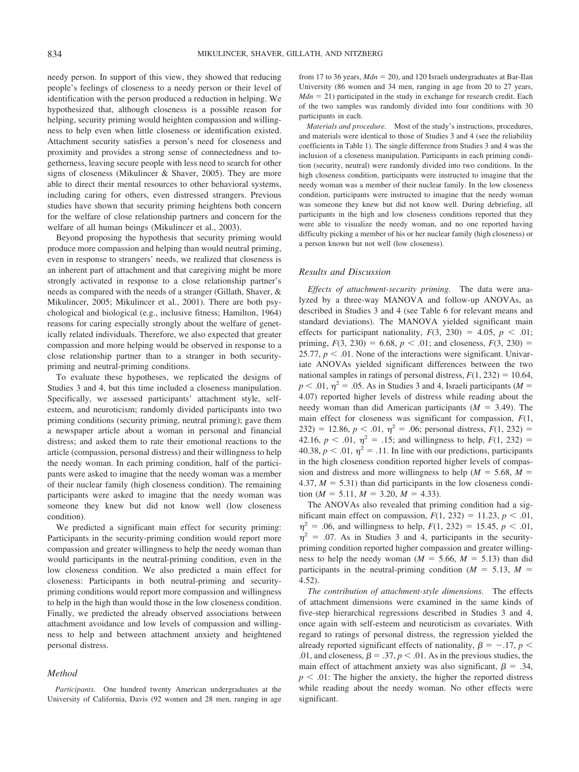needy person. In support of this view, they showed that reducing people's feelings of closeness to a needy person or their level of identification with the person produced a reduction in helping. We hypothesized that, although closeness is a possible reason for helping, security priming would heighten compassion and willingness to help even when little closeness or identification existed. Attachment security satisfies a person's need for closeness and proximity and provides a strong sense of connectedness and togetherness, leaving secure people with less need to search for other signs of closeness (Mikulincer & Shaver, 2005). They are more able to direct their mental resources to other behavioral systems, including caring for others, even distressed strangers. Previous studies have shown that security priming heightens both concern for the welfare of close relationship partners and concern for the welfare of all human beings (Mikulincer et al., 2003).

Beyond proposing the hypothesis that security priming would produce more compassion and helping than would neutral priming, even in response to strangers' needs, we realized that closeness is an inherent part of attachment and that caregiving might be more strongly activated in response to a close relationship partner's needs as compared with the needs of a stranger (Gillath, Shaver, & Mikulincer, 2005; Mikulincer et al., 2001). There are both psychological and biological (e.g., inclusive fitness; Hamilton, 1964) reasons for caring especially strongly about the welfare of genetically related individuals. Therefore, we also expected that greater compassion and more helping would be observed in response to a close relationship partner than to a stranger in both security-priming and neutral-priming conditions.

To evaluate these hypotheses, we replicated the designs of Studies 3 and 4, but this time included a closeness manipulation. Specifically, we assessed participants' attachment style, self-esteem, and neuroticism; randomly divided participants into two priming conditions (security priming, neutral priming); gave them a newspaper article about a woman in personal and financial distress; and asked them to rate their emotional reactions to the article (compassion, personal distress) and their willingness to help the needy woman. In each priming condition, half of the participants were asked to imagine that the needy woman was a member of their nuclear family (high closeness condition). The remaining participants were asked to imagine that the needy woman was someone they knew but did not know well (low closeness condition).

We predicted a significant main effect for security priming: Participants in the security-priming condition would report more compassion and greater willingness to help the needy woman than would participants in the neutral-priming condition, even in the low closeness condition. We also predicted a main effect for closeness: Participants in both neutral-priming and security-priming conditions would report more compassion and willingness to help in the high than would those in the low closeness condition. Finally, we predicted the already observed associations between attachment avoidance and low levels of compassion and willingness to help and between attachment anxiety and heightened personal distress.

### Method

*Participants.* One hundred twenty American undergraduates at the University of California, Davis (92 women and 28 men, ranging in age from 17 to 36 years, *Mdn* = 20), and 120 Israeli undergraduates at Bar-Ilan University (86 women and 34 men, ranging in age from 20 to 27 years, *Mdn* = 21) participated in the study in exchange for research credit. Each of the two samples was randomly divided into four conditions with 30 participants in each.

*Materials and procedure.* Most of the study's instructions, procedures, and materials were identical to those of Studies 3 and 4 (see the reliability coefficients in Table 1). The single difference from Studies 3 and 4 was the inclusion of a closeness manipulation. Participants in each priming condition (security, neutral) were randomly divided into two conditions. In the high closeness condition, participants were instructed to imagine that the needy woman was a member of their nuclear family. In the low closeness condition, participants were instructed to imagine that the needy woman was someone they knew but did not know well. During debriefing, all participants in the high and low closeness conditions reported that they were able to visualize the needy woman, and no one reported having difficulty picking a member of his or her nuclear family (high closeness) or a person known but not well (low closeness).

### Results and Discussion

*Effects of attachment-security priming.* The data were analyzed by a three-way MANOVA and follow-up ANOVAs, as described in Studies 3 and 4 (see Table 6 for relevant means and standard deviations). The MANOVA yielded significant main effects for participant nationality, $F(3, 230) = 4.05$, $p < .01$; priming, $F(3, 230) = 6.68$, $p < .01$; and closeness, $F(3, 230) = 25.77$, $p < .01$. None of the interactions were significant. Univariate ANOVAs yielded significant differences between the two national samples in ratings of personal distress, $F(1, 232) = 10.64$, $p < .01$, $\eta^2 = .05$. As in Studies 3 and 4, Israeli participants ($M = 4.07$) reported higher levels of distress while reading about the needy woman than did American participants ($M = 3.49$). The main effect for closeness was significant for compassion, $F(1, 232) = 12.86$, $p < .01$, $\eta^2 = .06$; personal distress, $F(1, 232) = 42.16$, $p < .01$, $\eta^2 = .15$; and willingness to help, $F(1, 232) = 40.38$, $p < .01$, $\eta^2 = .11$. In line with our predictions, participants in the high closeness condition reported higher levels of compassion and distress and more willingness to help ($M = 5.68$, $M = 4.37$, $M = 5.31$) than did participants in the low closeness condition ($M = 5.11$, $M = 3.20$, $M = 4.33$).

The ANOVAs also revealed that priming condition had a significant main effect on compassion, $F(1, 232) = 11.23$, $p < .01$, $\eta^2 = .06$, and willingness to help, $F(1, 232) = 15.45$, $p < .01$, $\eta^2 = .07$. As in Studies 3 and 4, participants in the security-priming condition reported higher compassion and greater willingness to help the needy woman ($M = 5.66$, $M = 5.13$) than did participants in the neutral-priming condition ($M = 5.13$, $M = 4.52$).

*The contribution of attachment-style dimensions.* The effects of attachment dimensions were examined in the same kinds of five-step hierarchical regressions described in Studies 3 and 4, once again with self-esteem and neuroticism as covariates. With regard to ratings of personal distress, the regression yielded the already reported significant effects of nationality, $\beta = -.17$, $p < .01$, and closeness, $\beta = .37$, $p < .01$. As in the previous studies, the main effect of attachment anxiety was also significant, $\beta = .34$, $p < .01$: The higher the anxiety, the higher the reported distress while reading about the needy woman. No other effects were significant.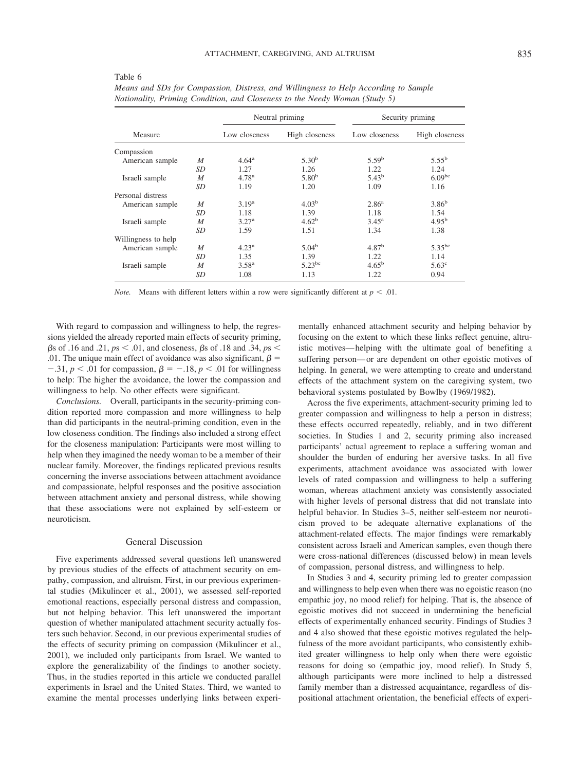Table 6

*Means and SDs for Compassion, Distress, and Willingness to Help According to Sample Nationality, Priming Condition, and Closeness to the Needy Woman (Study 5)*

| Measure | | Neutral priming | | Security priming | |
|---|---|---|---|---|---|
| | | Low closeness | High closeness | Low closeness | High closeness |
| Compassion | | | | | |
| American sample | *M* | 4.64[a] | 5.30[b] | 5.59[b] | 5.55[b] |
| | *SD* | 1.27 | 1.26 | 1.22 | 1.24 |
| Israeli sample | *M* | 4.78[a] | 5.80[b] | 5.43[b] | 6.09[bc] |
| | *SD* | 1.19 | 1.20 | 1.09 | 1.16 |
| Personal distress | | | | | |
| American sample | *M* | 3.19[a] | 4.03[b] | 2.86[a] | 3.86[b] |
| | *SD* | 1.18 | 1.39 | 1.18 | 1.54 |
| Israeli sample | *M* | 3.27[a] | 4.62[b] | 3.45[a] | 4.95[b] |
| | *SD* | 1.59 | 1.51 | 1.34 | 1.38 |
| Willingness to help | | | | | |
| American sample | *M* | 4.23[a] | 5.04[b] | 4.87[b] | 5.35[bc] |
| | *SD* | 1.35 | 1.39 | 1.22 | 1.14 |
| Israeli sample | *M* | 3.58[a] | 5.23[bc] | 4.65[b] | 5.63[c] |
| | *SD* | 1.08 | 1.13 | 1.22 | 0.94 |

*Note.* Means with different letters within a row were significantly different at $p < .01$.

With regard to compassion and willingness to help, the regressions yielded the already reported main effects of security priming, $\beta$s of .16 and .21, $p$s $< .01$, and closeness, $\beta$s of .18 and .34, $p$s $<$ .01. The unique main effect of avoidance was also significant, $\beta = -.31$, $p < .01$ for compassion, $\beta = -.18$, $p < .01$ for willingness to help: The higher the avoidance, the lower the compassion and willingness to help. No other effects were significant.

*Conclusions.* Overall, participants in the security-priming condition reported more compassion and more willingness to help than did participants in the neutral-priming condition, even in the low closeness condition. The findings also included a strong effect for the closeness manipulation: Participants were most willing to help when they imagined the needy woman to be a member of their nuclear family. Moreover, the findings replicated previous results concerning the inverse associations between attachment avoidance and compassionate, helpful responses and the positive association between attachment anxiety and personal distress, while showing that these associations were not explained by self-esteem or neuroticism.

## General Discussion

Five experiments addressed several questions left unanswered by previous studies of the effects of attachment security on empathy, compassion, and altruism. First, in our previous experimental studies (Mikulincer et al., 2001), we assessed self-reported emotional reactions, especially personal distress and compassion, but not helping behavior. This left unanswered the important question of whether manipulated attachment security actually fosters such behavior. Second, in our previous experimental studies of the effects of security priming on compassion (Mikulincer et al., 2001), we included only participants from Israel. We wanted to explore the generalizability of the findings to another society. Thus, in the studies reported in this article we conducted parallel experiments in Israel and the United States. Third, we wanted to examine the mental processes underlying links between experimentally enhanced attachment security and helping behavior by focusing on the extent to which these links reflect genuine, altruistic motives—helping with the ultimate goal of benefiting a suffering person—or are dependent on other egoistic motives of helping. In general, we were attempting to create and understand effects of the attachment system on the caregiving system, two behavioral systems postulated by Bowlby (1969/1982).

Across the five experiments, attachment-security priming led to greater compassion and willingness to help a person in distress; these effects occurred repeatedly, reliably, and in two different societies. In Studies 1 and 2, security priming also increased participants' actual agreement to replace a suffering woman and shoulder the burden of enduring her aversive tasks. In all five experiments, attachment avoidance was associated with lower levels of rated compassion and willingness to help a suffering woman, whereas attachment anxiety was consistently associated with higher levels of personal distress that did not translate into helpful behavior. In Studies 3–5, neither self-esteem nor neuroticism proved to be adequate alternative explanations of the attachment-related effects. The major findings were remarkably consistent across Israeli and American samples, even though there were cross-national differences (discussed below) in mean levels of compassion, personal distress, and willingness to help.

In Studies 3 and 4, security priming led to greater compassion and willingness to help even when there was no egoistic reason (no empathic joy, no mood relief) for helping. That is, the absence of egoistic motives did not succeed in undermining the beneficial effects of experimentally enhanced security. Findings of Studies 3 and 4 also showed that these egoistic motives regulated the helpfulness of the more avoidant participants, who consistently exhibited greater willingness to help only when there were egoistic reasons for doing so (empathic joy, mood relief). In Study 5, although participants were more inclined to help a distressed family member than a distressed acquaintance, regardless of dispositional attachment orientation, the beneficial effects of experi-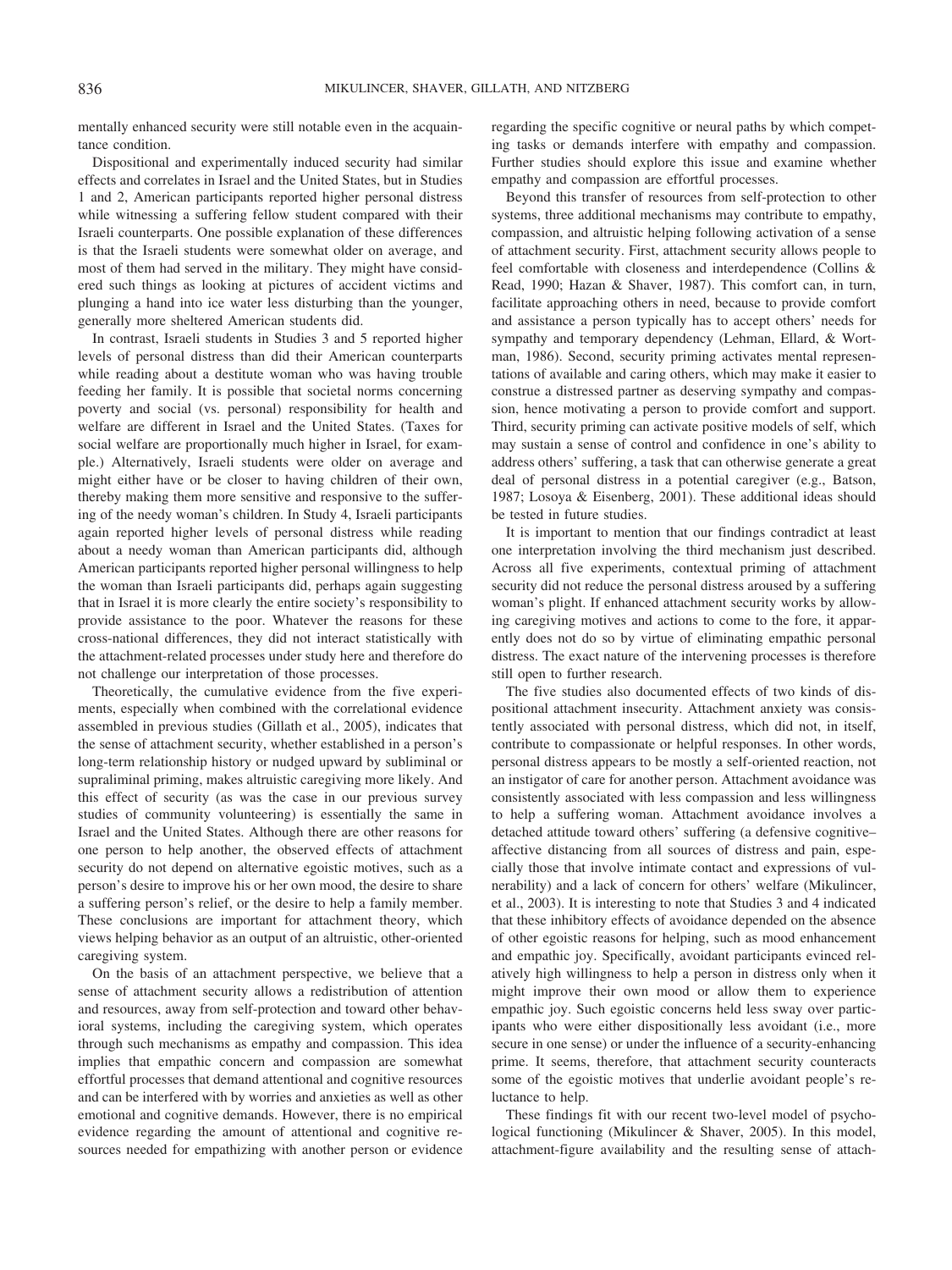mentally enhanced security were still notable even in the acquaintance condition.

Dispositional and experimentally induced security had similar effects and correlates in Israel and the United States, but in Studies 1 and 2, American participants reported higher personal distress while witnessing a suffering fellow student compared with their Israeli counterparts. One possible explanation of these differences is that the Israeli students were somewhat older on average, and most of them had served in the military. They might have considered such things as looking at pictures of accident victims and plunging a hand into ice water less disturbing than the younger, generally more sheltered American students did.

In contrast, Israeli students in Studies 3 and 5 reported higher levels of personal distress than did their American counterparts while reading about a destitute woman who was having trouble feeding her family. It is possible that societal norms concerning poverty and social (vs. personal) responsibility for health and welfare are different in Israel and the United States. (Taxes for social welfare are proportionally much higher in Israel, for example.) Alternatively, Israeli students were older on average and might either have or be closer to having children of their own, thereby making them more sensitive and responsive to the suffering of the needy woman's children. In Study 4, Israeli participants again reported higher levels of personal distress while reading about a needy woman than American participants did, although American participants reported higher personal willingness to help the woman than Israeli participants did, perhaps again suggesting that in Israel it is more clearly the entire society's responsibility to provide assistance to the poor. Whatever the reasons for these cross-national differences, they did not interact statistically with the attachment-related processes under study here and therefore do not challenge our interpretation of those processes.

Theoretically, the cumulative evidence from the five experiments, especially when combined with the correlational evidence assembled in previous studies (Gillath et al., 2005), indicates that the sense of attachment security, whether established in a person's long-term relationship history or nudged upward by subliminal or supraliminal priming, makes altruistic caregiving more likely. And this effect of security (as was the case in our previous survey studies of community volunteering) is essentially the same in Israel and the United States. Although there are other reasons for one person to help another, the observed effects of attachment security do not depend on alternative egoistic motives, such as a person's desire to improve his or her own mood, the desire to share a suffering person's relief, or the desire to help a family member. These conclusions are important for attachment theory, which views helping behavior as an output of an altruistic, other-oriented caregiving system.

On the basis of an attachment perspective, we believe that a sense of attachment security allows a redistribution of attention and resources, away from self-protection and toward other behavioral systems, including the caregiving system, which operates through such mechanisms as empathy and compassion. This idea implies that empathic concern and compassion are somewhat effortful processes that demand attentional and cognitive resources and can be interfered with by worries and anxieties as well as other emotional and cognitive demands. However, there is no empirical evidence regarding the amount of attentional and cognitive resources needed for empathizing with another person or evidence regarding the specific cognitive or neural paths by which competing tasks or demands interfere with empathy and compassion. Further studies should explore this issue and examine whether empathy and compassion are effortful processes.

Beyond this transfer of resources from self-protection to other systems, three additional mechanisms may contribute to empathy, compassion, and altruistic helping following activation of a sense of attachment security. First, attachment security allows people to feel comfortable with closeness and interdependence (Collins & Read, 1990; Hazan & Shaver, 1987). This comfort can, in turn, facilitate approaching others in need, because to provide comfort and assistance a person typically has to accept others' needs for sympathy and temporary dependency (Lehman, Ellard, & Wortman, 1986). Second, security priming activates mental representations of available and caring others, which may make it easier to construe a distressed partner as deserving sympathy and compassion, hence motivating a person to provide comfort and support. Third, security priming can activate positive models of self, which may sustain a sense of control and confidence in one's ability to address others' suffering, a task that can otherwise generate a great deal of personal distress in a potential caregiver (e.g., Batson, 1987; Losoya & Eisenberg, 2001). These additional ideas should be tested in future studies.

It is important to mention that our findings contradict at least one interpretation involving the third mechanism just described. Across all five experiments, contextual priming of attachment security did not reduce the personal distress aroused by a suffering woman's plight. If enhanced attachment security works by allowing caregiving motives and actions to come to the fore, it apparently does not do so by virtue of eliminating empathic personal distress. The exact nature of the intervening processes is therefore still open to further research.

The five studies also documented effects of two kinds of dispositional attachment insecurity. Attachment anxiety was consistently associated with personal distress, which did not, in itself, contribute to compassionate or helpful responses. In other words, personal distress appears to be mostly a self-oriented reaction, not an instigator of care for another person. Attachment avoidance was consistently associated with less compassion and less willingness to help a suffering woman. Attachment avoidance involves a detached attitude toward others' suffering (a defensive cognitive–affective distancing from all sources of distress and pain, especially those that involve intimate contact and expressions of vulnerability) and a lack of concern for others' welfare (Mikulincer, et al., 2003). It is interesting to note that Studies 3 and 4 indicated that these inhibitory effects of avoidance depended on the absence of other egoistic reasons for helping, such as mood enhancement and empathic joy. Specifically, avoidant participants evinced relatively high willingness to help a person in distress only when it might improve their own mood or allow them to experience empathic joy. Such egoistic concerns held less sway over participants who were either dispositionally less avoidant (i.e., more secure in one sense) or under the influence of a security-enhancing prime. It seems, therefore, that attachment security counteracts some of the egoistic motives that underlie avoidant people's reluctance to help.

These findings fit with our recent two-level model of psychological functioning (Mikulincer & Shaver, 2005). In this model, attachment-figure availability and the resulting sense of attach-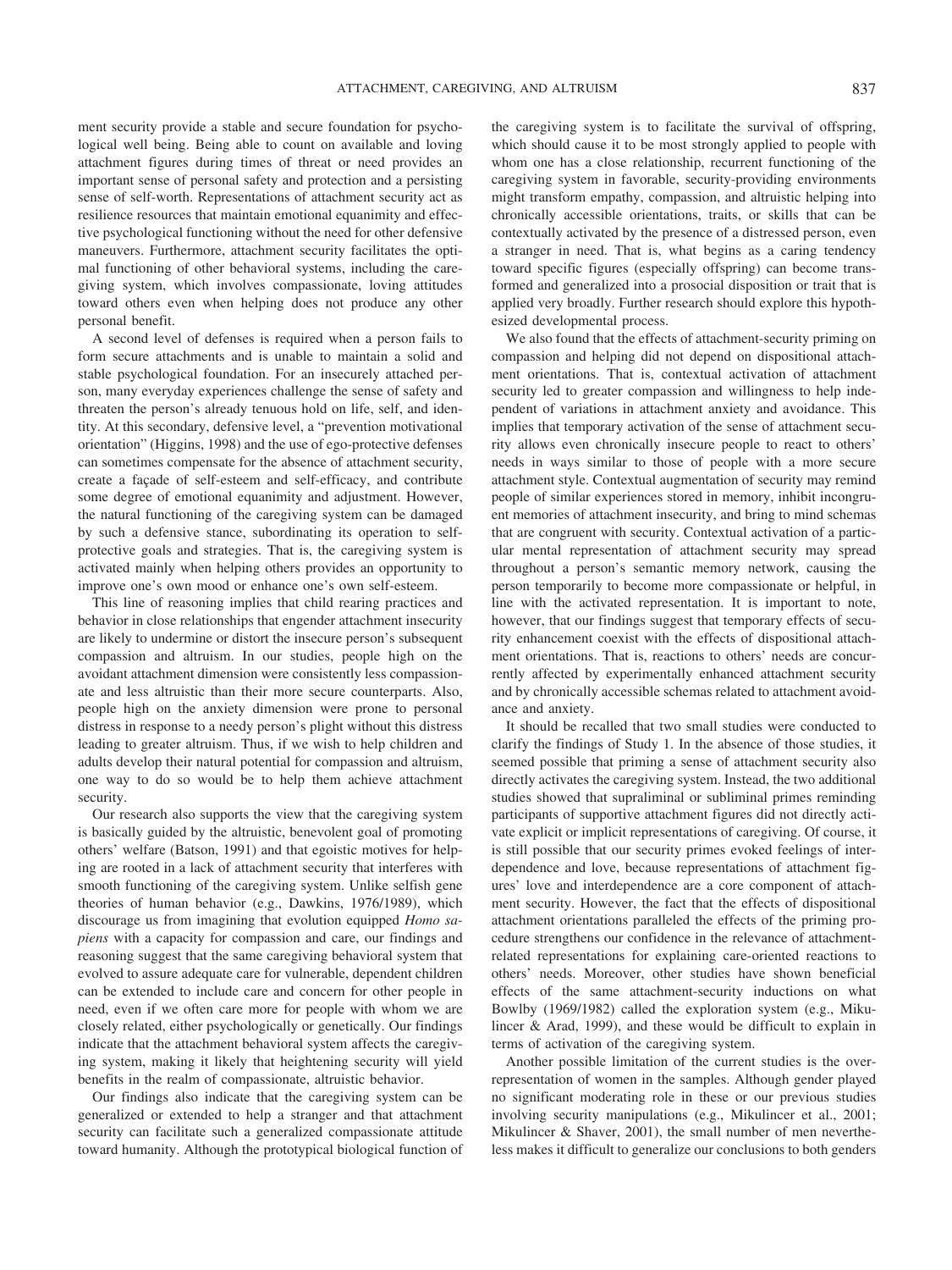ment security provide a stable and secure foundation for psychological well being. Being able to count on available and loving attachment figures during times of threat or need provides an important sense of personal safety and protection and a persisting sense of self-worth. Representations of attachment security act as resilience resources that maintain emotional equanimity and effective psychological functioning without the need for other defensive maneuvers. Furthermore, attachment security facilitates the optimal functioning of other behavioral systems, including the caregiving system, which involves compassionate, loving attitudes toward others even when helping does not produce any other personal benefit.

A second level of defenses is required when a person fails to form secure attachments and is unable to maintain a solid and stable psychological foundation. For an insecurely attached person, many everyday experiences challenge the sense of safety and threaten the person's already tenuous hold on life, self, and identity. At this secondary, defensive level, a "prevention motivational orientation" (Higgins, 1998) and the use of ego-protective defenses can sometimes compensate for the absence of attachment security, create a façade of self-esteem and self-efficacy, and contribute some degree of emotional equanimity and adjustment. However, the natural functioning of the caregiving system can be damaged by such a defensive stance, subordinating its operation to self-protective goals and strategies. That is, the caregiving system is activated mainly when helping others provides an opportunity to improve one's own mood or enhance one's own self-esteem.

This line of reasoning implies that child rearing practices and behavior in close relationships that engender attachment insecurity are likely to undermine or distort the insecure person's subsequent compassion and altruism. In our studies, people high on the avoidant attachment dimension were consistently less compassionate and less altruistic than their more secure counterparts. Also, people high on the anxiety dimension were prone to personal distress in response to a needy person's plight without this distress leading to greater altruism. Thus, if we wish to help children and adults develop their natural potential for compassion and altruism, one way to do so would be to help them achieve attachment security.

Our research also supports the view that the caregiving system is basically guided by the altruistic, benevolent goal of promoting others' welfare (Batson, 1991) and that egoistic motives for helping are rooted in a lack of attachment security that interferes with smooth functioning of the caregiving system. Unlike selfish gene theories of human behavior (e.g., Dawkins, 1976/1989), which discourage us from imagining that evolution equipped *Homo sapiens* with a capacity for compassion and care, our findings and reasoning suggest that the same caregiving behavioral system that evolved to assure adequate care for vulnerable, dependent children can be extended to include care and concern for other people in need, even if we often care more for people with whom we are closely related, either psychologically or genetically. Our findings indicate that the attachment behavioral system affects the caregiving system, making it likely that heightening security will yield benefits in the realm of compassionate, altruistic behavior.

Our findings also indicate that the caregiving system can be generalized or extended to help a stranger and that attachment security can facilitate such a generalized compassionate attitude toward humanity. Although the prototypical biological function of the caregiving system is to facilitate the survival of offspring, which should cause it to be most strongly applied to people with whom one has a close relationship, recurrent functioning of the caregiving system in favorable, security-providing environments might transform empathy, compassion, and altruistic helping into chronically accessible orientations, traits, or skills that can be contextually activated by the presence of a distressed person, even a stranger in need. That is, what begins as a caring tendency toward specific figures (especially offspring) can become transformed and generalized into a prosocial disposition or trait that is applied very broadly. Further research should explore this hypothesized developmental process.

We also found that the effects of attachment-security priming on compassion and helping did not depend on dispositional attachment orientations. That is, contextual activation of attachment security led to greater compassion and willingness to help independent of variations in attachment anxiety and avoidance. This implies that temporary activation of the sense of attachment security allows even chronically insecure people to react to others' needs in ways similar to those of people with a more secure attachment style. Contextual augmentation of security may remind people of similar experiences stored in memory, inhibit incongruent memories of attachment insecurity, and bring to mind schemas that are congruent with security. Contextual activation of a particular mental representation of attachment security may spread throughout a person's semantic memory network, causing the person temporarily to become more compassionate or helpful, in line with the activated representation. It is important to note, however, that our findings suggest that temporary effects of security enhancement coexist with the effects of dispositional attachment orientations. That is, reactions to others' needs are concurrently affected by experimentally enhanced attachment security and by chronically accessible schemas related to attachment avoidance and anxiety.

It should be recalled that two small studies were conducted to clarify the findings of Study 1. In the absence of those studies, it seemed possible that priming a sense of attachment security also directly activates the caregiving system. Instead, the two additional studies showed that supraliminal or subliminal primes reminding participants of supportive attachment figures did not directly activate explicit or implicit representations of caregiving. Of course, it is still possible that our security primes evoked feelings of interdependence and love, because representations of attachment figures' love and interdependence are a core component of attachment security. However, the fact that the effects of dispositional attachment orientations paralleled the effects of the priming procedure strengthens our confidence in the relevance of attachment-related representations for explaining care-oriented reactions to others' needs. Moreover, other studies have shown beneficial effects of the same attachment-security inductions on what Bowlby (1969/1982) called the exploration system (e.g., Mikulincer & Arad, 1999), and these would be difficult to explain in terms of activation of the caregiving system.

Another possible limitation of the current studies is the overrepresentation of women in the samples. Although gender played no significant moderating role in these or our previous studies involving security manipulations (e.g., Mikulincer et al., 2001; Mikulincer & Shaver, 2001), the small number of men nevertheless makes it difficult to generalize our conclusions to both genders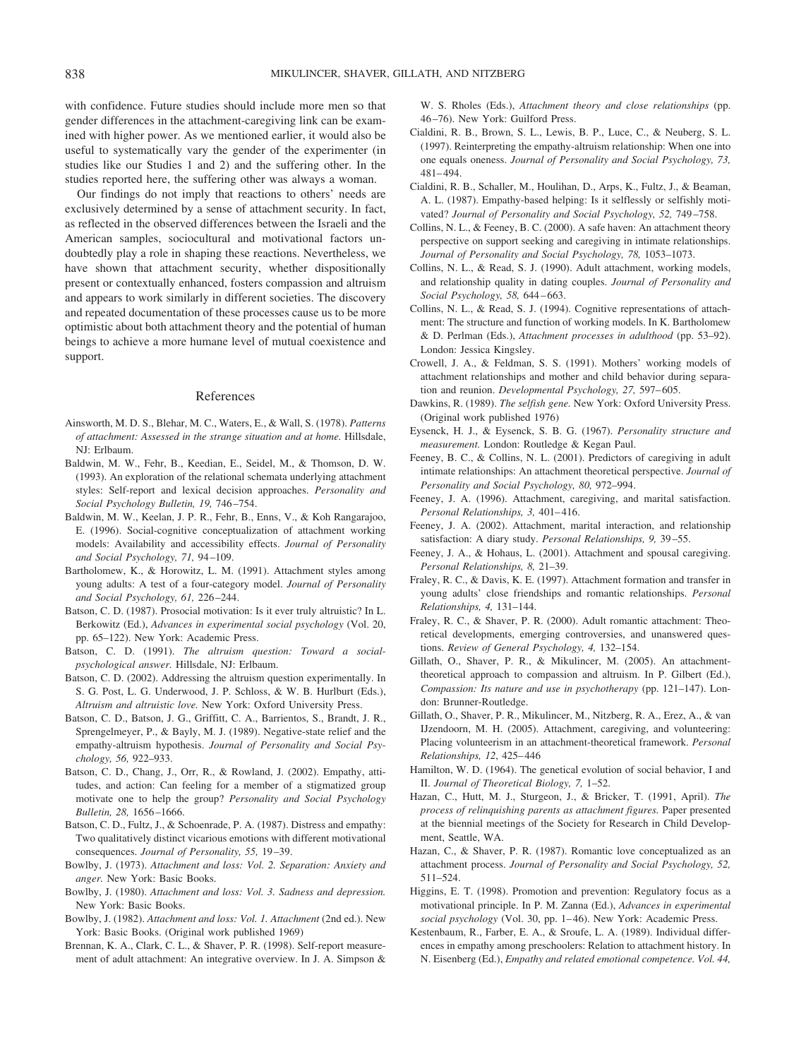with confidence. Future studies should include more men so that gender differences in the attachment-caregiving link can be examined with higher power. As we mentioned earlier, it would also be useful to systematically vary the gender of the experimenter (in studies like our Studies 1 and 2) and the suffering other. In the studies reported here, the suffering other was always a woman.

Our findings do not imply that reactions to others' needs are exclusively determined by a sense of attachment security. In fact, as reflected in the observed differences between the Israeli and the American samples, sociocultural and motivational factors undoubtedly play a role in shaping these reactions. Nevertheless, we have shown that attachment security, whether dispositionally present or contextually enhanced, fosters compassion and altruism and appears to work similarly in different societies. The discovery and repeated documentation of these processes cause us to be more optimistic about both attachment theory and the potential of human beings to achieve a more humane level of mutual coexistence and support.

## References

Ainsworth, M. D. S., Blehar, M. C., Waters, E., & Wall, S. (1978). *Patterns of attachment: Assessed in the strange situation and at home.* Hillsdale, NJ: Erlbaum.

Baldwin, M. W., Fehr, B., Keedian, E., Seidel, M., & Thomson, D. W. (1993). An exploration of the relational schemata underlying attachment styles: Self-report and lexical decision approaches. *Personality and Social Psychology Bulletin, 19,* 746–754.

Baldwin, M. W., Keelan, J. P. R., Fehr, B., Enns, V., & Koh Rangarajoo, E. (1996). Social-cognitive conceptualization of attachment working models: Availability and accessibility effects. *Journal of Personality and Social Psychology, 71,* 94–109.

Bartholomew, K., & Horowitz, L. M. (1991). Attachment styles among young adults: A test of a four-category model. *Journal of Personality and Social Psychology, 61,* 226–244.

Batson, C. D. (1987). Prosocial motivation: Is it ever truly altruistic? In L. Berkowitz (Ed.), *Advances in experimental social psychology* (Vol. 20, pp. 65–122). New York: Academic Press.

Batson, C. D. (1991). *The altruism question: Toward a social-psychological answer.* Hillsdale, NJ: Erlbaum.

Batson, C. D. (2002). Addressing the altruism question experimentally. In S. G. Post, L. G. Underwood, J. P. Schloss, & W. B. Hurlburt (Eds.), *Altruism and altruistic love.* New York: Oxford University Press.

Batson, C. D., Batson, J. G., Griffitt, C. A., Barrientos, S., Brandt, J. R., Sprengelmeyer, P., & Bayly, M. J. (1989). Negative-state relief and the empathy-altruism hypothesis. *Journal of Personality and Social Psychology, 56,* 922–933.

Batson, C. D., Chang, J., Orr, R., & Rowland, J. (2002). Empathy, attitudes, and action: Can feeling for a member of a stigmatized group motivate one to help the group? *Personality and Social Psychology Bulletin, 28,* 1656–1666.

Batson, C. D., Fultz, J., & Schoenrade, P. A. (1987). Distress and empathy: Two qualitatively distinct vicarious emotions with different motivational consequences. *Journal of Personality, 55,* 19–39.

Bowlby, J. (1973). *Attachment and loss: Vol. 2. Separation: Anxiety and anger.* New York: Basic Books.

Bowlby, J. (1980). *Attachment and loss: Vol. 3. Sadness and depression.* New York: Basic Books.

Bowlby, J. (1982). *Attachment and loss: Vol. 1. Attachment* (2nd ed.). New York: Basic Books. (Original work published 1969)

Brennan, K. A., Clark, C. L., & Shaver, P. R. (1998). Self-report measurement of adult attachment: An integrative overview. In J. A. Simpson & W. S. Rholes (Eds.), *Attachment theory and close relationships* (pp. 46–76). New York: Guilford Press.

Cialdini, R. B., Brown, S. L., Lewis, B. P., Luce, C., & Neuberg, S. L. (1997). Reinterpreting the empathy-altruism relationship: When one into one equals oneness. *Journal of Personality and Social Psychology, 73,* 481–494.

Cialdini, R. B., Schaller, M., Houlihan, D., Arps, K., Fultz, J., & Beaman, A. L. (1987). Empathy-based helping: Is it selflessly or selfishly motivated? *Journal of Personality and Social Psychology, 52,* 749–758.

Collins, N. L., & Feeney, B. C. (2000). A safe haven: An attachment theory perspective on support seeking and caregiving in intimate relationships. *Journal of Personality and Social Psychology, 78,* 1053–1073.

Collins, N. L., & Read, S. J. (1990). Adult attachment, working models, and relationship quality in dating couples. *Journal of Personality and Social Psychology, 58,* 644–663.

Collins, N. L., & Read, S. J. (1994). Cognitive representations of attachment: The structure and function of working models. In K. Bartholomew & D. Perlman (Eds.), *Attachment processes in adulthood* (pp. 53–92). London: Jessica Kingsley.

Crowell, J. A., & Feldman, S. S. (1991). Mothers' working models of attachment relationships and mother and child behavior during separation and reunion. *Developmental Psychology, 27,* 597–605.

Dawkins, R. (1989). *The selfish gene.* New York: Oxford University Press. (Original work published 1976)

Eysenck, H. J., & Eysenck, S. B. G. (1967). *Personality structure and measurement.* London: Routledge & Kegan Paul.

Feeney, B. C., & Collins, N. L. (2001). Predictors of caregiving in adult intimate relationships: An attachment theoretical perspective. *Journal of Personality and Social Psychology, 80,* 972–994.

Feeney, J. A. (1996). Attachment, caregiving, and marital satisfaction. *Personal Relationships, 3,* 401–416.

Feeney, J. A. (2002). Attachment, marital interaction, and relationship satisfaction: A diary study. *Personal Relationships, 9,* 39–55.

Feeney, J. A., & Hohaus, L. (2001). Attachment and spousal caregiving. *Personal Relationships, 8,* 21–39.

Fraley, R. C., & Davis, K. E. (1997). Attachment formation and transfer in young adults' close friendships and romantic relationships. *Personal Relationships, 4,* 131–144.

Fraley, R. C., & Shaver, P. R. (2000). Adult romantic attachment: Theoretical developments, emerging controversies, and unanswered questions. *Review of General Psychology, 4,* 132–154.

Gillath, O., Shaver, P. R., & Mikulincer, M. (2005). An attachment-theoretical approach to compassion and altruism. In P. Gilbert (Ed.), *Compassion: Its nature and use in psychotherapy* (pp. 121–147). London: Brunner-Routledge.

Gillath, O., Shaver, P. R., Mikulincer, M., Nitzberg, R. A., Erez, A., & van IJzendoorn, M. H. (2005). Attachment, caregiving, and volunteering: Placing volunteerism in an attachment-theoretical framework. *Personal Relationships, 12,* 425–446

Hamilton, W. D. (1964). The genetical evolution of social behavior, I and II. *Journal of Theoretical Biology, 7,* 1–52.

Hazan, C., Hutt, M. J., Sturgeon, J., & Bricker, T. (1991, April). *The process of relinquishing parents as attachment figures.* Paper presented at the biennial meetings of the Society for Research in Child Development, Seattle, WA.

Hazan, C., & Shaver, P. R. (1987). Romantic love conceptualized as an attachment process. *Journal of Personality and Social Psychology, 52,* 511–524.

Higgins, E. T. (1998). Promotion and prevention: Regulatory focus as a motivational principle. In P. M. Zanna (Ed.), *Advances in experimental social psychology* (Vol. 30, pp. 1–46). New York: Academic Press.

Kestenbaum, R., Farber, E. A., & Sroufe, L. A. (1989). Individual differences in empathy among preschoolers: Relation to attachment history. In N. Eisenberg (Ed.), *Empathy and related emotional competence. Vol. 44,*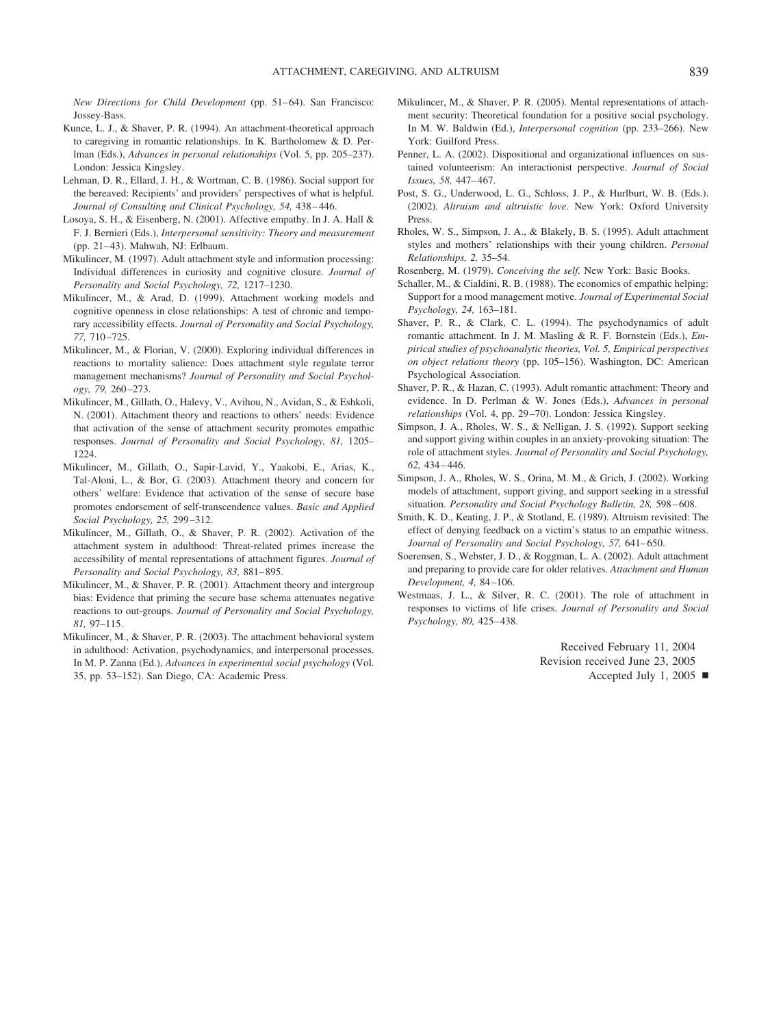*New Directions for Child Development* (pp. 51–64). San Francisco: Jossey-Bass.

Kunce, L. J., & Shaver, P. R. (1994). An attachment-theoretical approach to caregiving in romantic relationships. In K. Bartholomew & D. Perlman (Eds.), *Advances in personal relationships* (Vol. 5, pp. 205–237). London: Jessica Kingsley.

Lehman, D. R., Ellard, J. H., & Wortman, C. B. (1986). Social support for the bereaved: Recipients' and providers' perspectives of what is helpful. *Journal of Consulting and Clinical Psychology, 54,* 438–446.

Losoya, S. H., & Eisenberg, N. (2001). Affective empathy. In J. A. Hall & F. J. Bernieri (Eds.), *Interpersonal sensitivity: Theory and measurement* (pp. 21–43). Mahwah, NJ: Erlbaum.

Mikulincer, M. (1997). Adult attachment style and information processing: Individual differences in curiosity and cognitive closure. *Journal of Personality and Social Psychology, 72,* 1217–1230.

Mikulincer, M., & Arad, D. (1999). Attachment working models and cognitive openness in close relationships: A test of chronic and temporary accessibility effects. *Journal of Personality and Social Psychology, 77,* 710–725.

Mikulincer, M., & Florian, V. (2000). Exploring individual differences in reactions to mortality salience: Does attachment style regulate terror management mechanisms? *Journal of Personality and Social Psychology, 79,* 260–273.

Mikulincer, M., Gillath, O., Halevy, V., Avihou, N., Avidan, S., & Eshkoli, N. (2001). Attachment theory and reactions to others' needs: Evidence that activation of the sense of attachment security promotes empathic responses. *Journal of Personality and Social Psychology, 81,* 1205–1224.

Mikulincer, M., Gillath, O., Sapir-Lavid, Y., Yaakobi, E., Arias, K., Tal-Aloni, L., & Bor, G. (2003). Attachment theory and concern for others' welfare: Evidence that activation of the sense of secure base promotes endorsement of self-transcendence values. *Basic and Applied Social Psychology, 25,* 299–312.

Mikulincer, M., Gillath, O., & Shaver, P. R. (2002). Activation of the attachment system in adulthood: Threat-related primes increase the accessibility of mental representations of attachment figures. *Journal of Personality and Social Psychology, 83,* 881–895.

Mikulincer, M., & Shaver, P. R. (2001). Attachment theory and intergroup bias: Evidence that priming the secure base schema attenuates negative reactions to out-groups. *Journal of Personality and Social Psychology, 81,* 97–115.

Mikulincer, M., & Shaver, P. R. (2003). The attachment behavioral system in adulthood: Activation, psychodynamics, and interpersonal processes. In M. P. Zanna (Ed.), *Advances in experimental social psychology* (Vol. 35, pp. 53–152). San Diego, CA: Academic Press.

Mikulincer, M., & Shaver, P. R. (2005). Mental representations of attachment security: Theoretical foundation for a positive social psychology. In M. W. Baldwin (Ed.), *Interpersonal cognition* (pp. 233–266). New York: Guilford Press.

Penner, L. A. (2002). Dispositional and organizational influences on sustained volunteerism: An interactionist perspective. *Journal of Social Issues, 58,* 447–467.

Post, S. G., Underwood, L. G., Schloss, J. P., & Hurlburt, W. B. (Eds.). (2002). *Altruism and altruistic love.* New York: Oxford University Press.

Rholes, W. S., Simpson, J. A., & Blakely, B. S. (1995). Adult attachment styles and mothers' relationships with their young children. *Personal Relationships, 2,* 35–54.

Rosenberg, M. (1979). *Conceiving the self.* New York: Basic Books.

Schaller, M., & Cialdini, R. B. (1988). The economics of empathic helping: Support for a mood management motive. *Journal of Experimental Social Psychology, 24,* 163–181.

Shaver, P. R., & Clark, C. L. (1994). The psychodynamics of adult romantic attachment. In J. M. Masling & R. F. Bornstein (Eds.), *Empirical studies of psychoanalytic theories, Vol. 5, Empirical perspectives on object relations theory* (pp. 105–156). Washington, DC: American Psychological Association.

Shaver, P. R., & Hazan, C. (1993). Adult romantic attachment: Theory and evidence. In D. Perlman & W. Jones (Eds.), *Advances in personal relationships* (Vol. 4, pp. 29–70). London: Jessica Kingsley.

Simpson, J. A., Rholes, W. S., & Nelligan, J. S. (1992). Support seeking and support giving within couples in an anxiety-provoking situation: The role of attachment styles. *Journal of Personality and Social Psychology, 62,* 434–446.

Simpson, J. A., Rholes, W. S., Orina, M. M., & Grich, J. (2002). Working models of attachment, support giving, and support seeking in a stressful situation. *Personality and Social Psychology Bulletin, 28,* 598–608.

Smith, K. D., Keating, J. P., & Stotland, E. (1989). Altruism revisited: The effect of denying feedback on a victim's status to an empathic witness. *Journal of Personality and Social Psychology, 57,* 641–650.

Soerensen, S., Webster, J. D., & Roggman, L. A. (2002). Adult attachment and preparing to provide care for older relatives. *Attachment and Human Development, 4,* 84–106.

Westmaas, J. L., & Silver, R. C. (2001). The role of attachment in responses to victims of life crises. *Journal of Personality and Social Psychology, 80,* 425–438.

Received February 11, 2004
Revision received June 23, 2005
Accepted July 1, 2005 ■